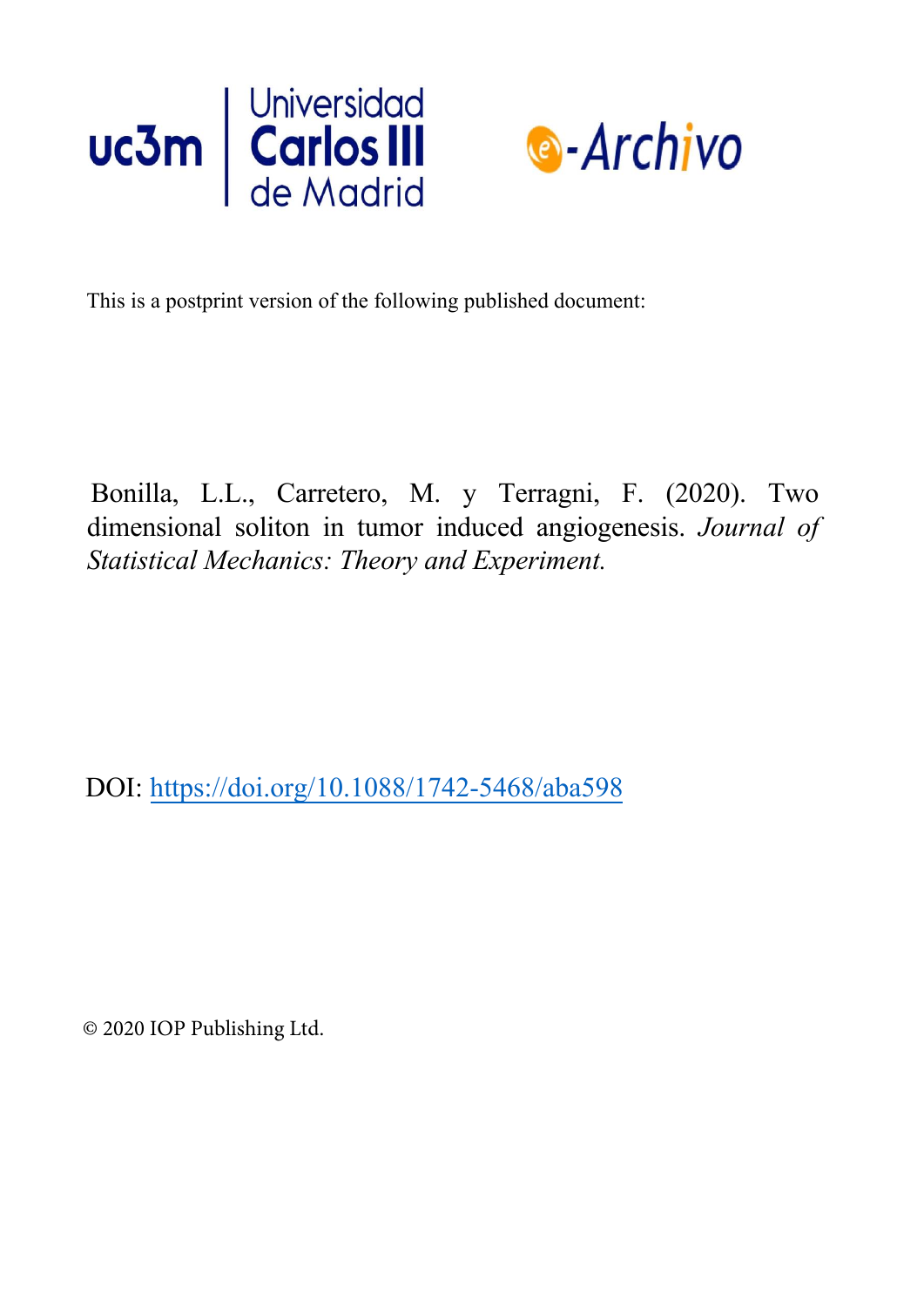Universidad Carlos III de Madrid

e-Archivo

This is a postprint version of the following published document:

Bonilla, L.L., Carretero, M. y Terragni, F. (2020). Two dimensional soliton in tumor induced angiogenesis. *Journal of Statistical Mechanics: Theory and Experiment.*

DOI: [https://doi.org/10.1088/1742-5468/aba598](https://doi.org/10.1088/1742-5468/aba598)

© 2020 IOP Publishing Ltd.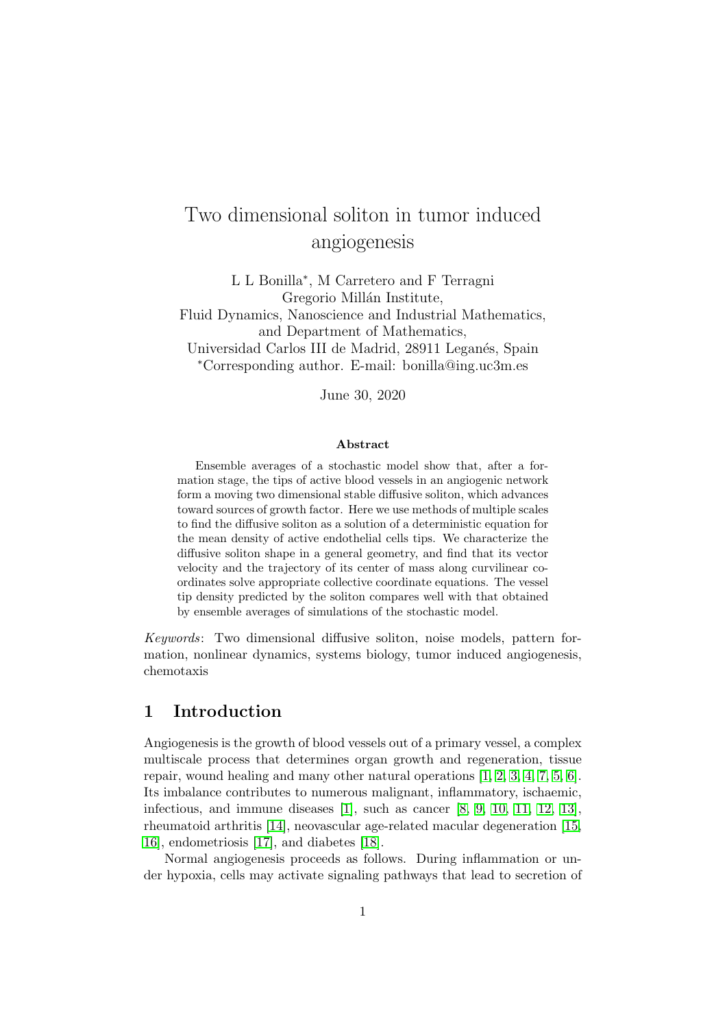# Two dimensional soliton in tumor induced angiogenesis

L L Bonilla*, M Carretero and F Terragni
Gregorio Millán Institute,
Fluid Dynamics, Nanoscience and Industrial Mathematics,
and Department of Mathematics,
Universidad Carlos III de Madrid, 28911 Leganés, Spain
*Corresponding author. E-mail: bonilla@ing.uc3m.es

June 30, 2020

### Abstract

Ensemble averages of a stochastic model show that, after a formation stage, the tips of active blood vessels in an angiogenic network form a moving two dimensional stable diffusive soliton, which advances toward sources of growth factor. Here we use methods of multiple scales to find the diffusive soliton as a solution of a deterministic equation for the mean density of active endothelial cells tips. We characterize the diffusive soliton shape in a general geometry, and find that its vector velocity and the trajectory of its center of mass along curvilinear coordinates solve appropriate collective coordinate equations. The vessel tip density predicted by the soliton compares well with that obtained by ensemble averages of simulations of the stochastic model.

*Keywords*: Two dimensional diffusive soliton, noise models, pattern formation, nonlinear dynamics, systems biology, tumor induced angiogenesis, chemotaxis

## 1 Introduction

Angiogenesis is the growth of blood vessels out of a primary vessel, a complex multiscale process that determines organ growth and regeneration, tissue repair, wound healing and many other natural operations [1, 2, 3, 4, 7, 5, 6]. Its imbalance contributes to numerous malignant, inflammatory, ischaemic, infectious, and immune diseases [1], such as cancer [8, 9, 10, 11, 12, 13], rheumatoid arthritis [14], neovascular age-related macular degeneration [15, 16], endometriosis [17], and diabetes [18].

Normal angiogenesis proceeds as follows. During inflammation or under hypoxia, cells may activate signaling pathways that lead to secretion of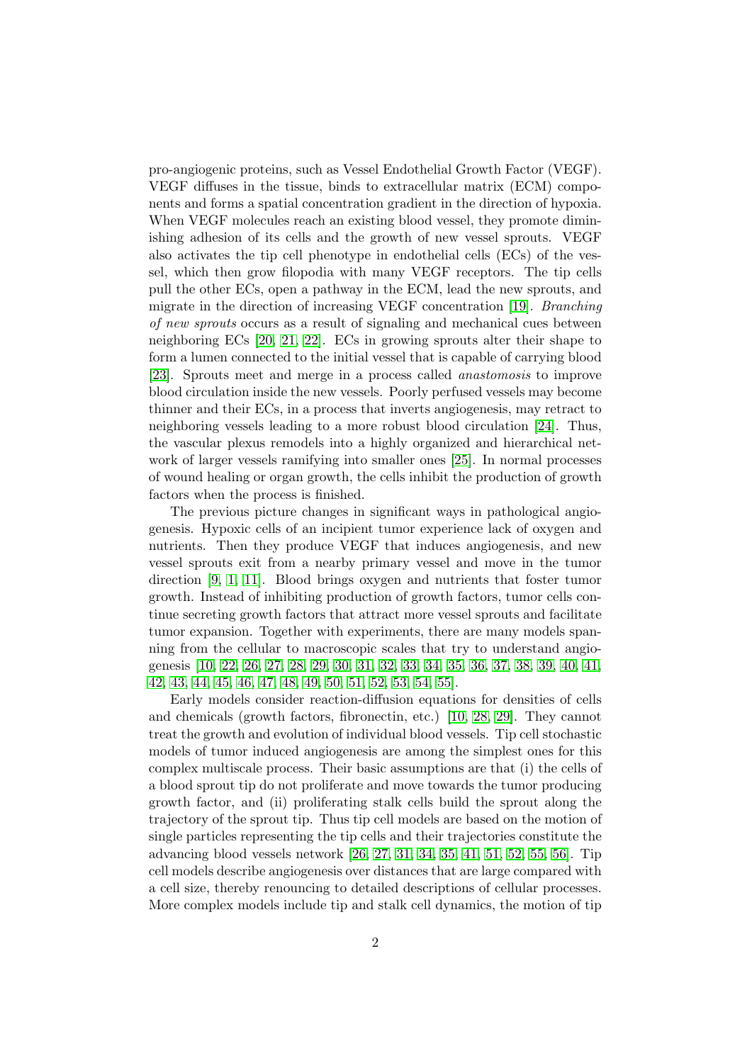pro-angiogenic proteins, such as Vessel Endothelial Growth Factor (VEGF). VEGF diffuses in the tissue, binds to extracellular matrix (ECM) components and forms a spatial concentration gradient in the direction of hypoxia. When VEGF molecules reach an existing blood vessel, they promote diminishing adhesion of its cells and the growth of new vessel sprouts. VEGF also activates the tip cell phenotype in endothelial cells (ECs) of the vessel, which then grow filopodia with many VEGF receptors. The tip cells pull the other ECs, open a pathway in the ECM, lead the new sprouts, and migrate in the direction of increasing VEGF concentration [19]. *Branching of new sprouts* occurs as a result of signaling and mechanical cues between neighboring ECs [20, 21, 22]. ECs in growing sprouts alter their shape to form a lumen connected to the initial vessel that is capable of carrying blood [23]. Sprouts meet and merge in a process called *anastomosis* to improve blood circulation inside the new vessels. Poorly perfused vessels may become thinner and their ECs, in a process that inverts angiogenesis, may retract to neighboring vessels leading to a more robust blood circulation [24]. Thus, the vascular plexus remodels into a highly organized and hierarchical network of larger vessels ramifying into smaller ones [25]. In normal processes of wound healing or organ growth, the cells inhibit the production of growth factors when the process is finished.

The previous picture changes in significant ways in pathological angiogenesis. Hypoxic cells of an incipient tumor experience lack of oxygen and nutrients. Then they produce VEGF that induces angiogenesis, and new vessel sprouts exit from a nearby primary vessel and move in the tumor direction [9, 1, 11]. Blood brings oxygen and nutrients that foster tumor growth. Instead of inhibiting production of growth factors, tumor cells continue secreting growth factors that attract more vessel sprouts and facilitate tumor expansion. Together with experiments, there are many models spanning from the cellular to macroscopic scales that try to understand angiogenesis [10, 22, 26, 27, 28, 29, 30, 31, 32, 33, 34, 35, 36, 37, 38, 39, 40, 41, 42, 43, 44, 45, 46, 47, 48, 49, 50, 51, 52, 53, 54, 55].

Early models consider reaction-diffusion equations for densities of cells and chemicals (growth factors, fibronectin, etc.) [10, 28, 29]. They cannot treat the growth and evolution of individual blood vessels. Tip cell stochastic models of tumor induced angiogenesis are among the simplest ones for this complex multiscale process. Their basic assumptions are that (i) the cells of a blood sprout tip do not proliferate and move towards the tumor producing growth factor, and (ii) proliferating stalk cells build the sprout along the trajectory of the sprout tip. Thus tip cell models are based on the motion of single particles representing the tip cells and their trajectories constitute the advancing blood vessels network [26, 27, 31, 34, 35, 41, 51, 52, 55, 56]. Tip cell models describe angiogenesis over distances that are large compared with a cell size, thereby renouncing to detailed descriptions of cellular processes. More complex models include tip and stalk cell dynamics, the motion of tip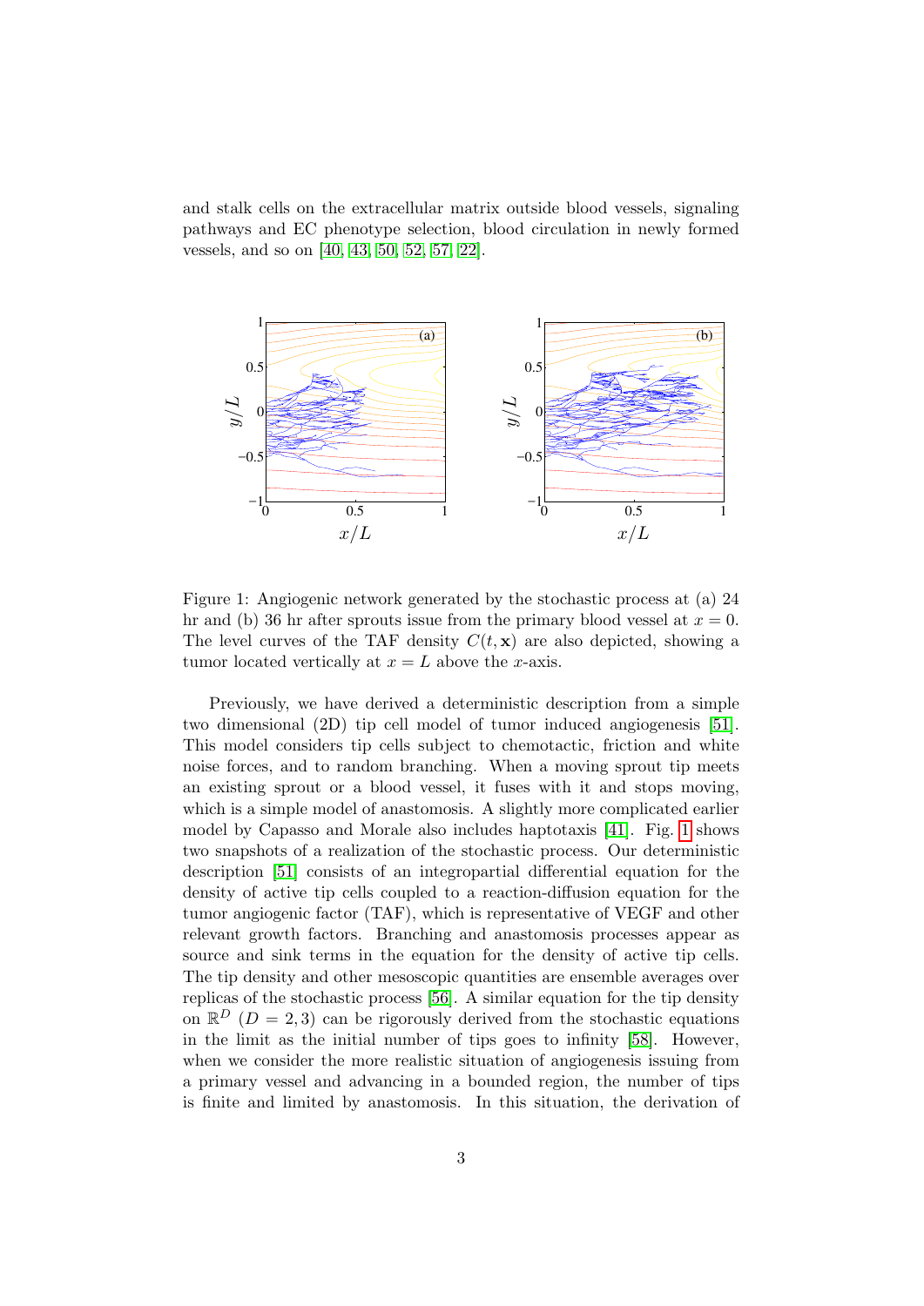and stalk cells on the extracellular matrix outside blood vessels, signaling pathways and EC phenotype selection, blood circulation in newly formed vessels, and so on [40, 43, 50, 52, 57, 22].

Figure 1: Angiogenic network generated by the stochastic process at (a) 24 hr and (b) 36 hr after sprouts issue from the primary blood vessel at $x = 0$. The level curves of the TAF density $C(t, \mathbf{x})$ are also depicted, showing a tumor located vertically at $x = L$ above the $x$-axis.

Previously, we have derived a deterministic description from a simple two dimensional (2D) tip cell model of tumor induced angiogenesis [51]. This model considers tip cells subject to chemotactic, friction and white noise forces, and to random branching. When a moving sprout tip meets an existing sprout or a blood vessel, it fuses with it and stops moving, which is a simple model of anastomosis. A slightly more complicated earlier model by Capasso and Morale also includes haptotaxis [41]. Fig. 1 shows two snapshots of a realization of the stochastic process. Our deterministic description [51] consists of an integropartial differential equation for the density of active tip cells coupled to a reaction-diffusion equation for the tumor angiogenic factor (TAF), which is representative of VEGF and other relevant growth factors. Branching and anastomosis processes appear as source and sink terms in the equation for the density of active tip cells. The tip density and other mesoscopic quantities are ensemble averages over replicas of the stochastic process [56]. A similar equation for the tip density on $\mathbb{R}^D$ ($D = 2, 3$) can be rigorously derived from the stochastic equations in the limit as the initial number of tips goes to infinity [58]. However, when we consider the more realistic situation of angiogenesis issuing from a primary vessel and advancing in a bounded region, the number of tips is finite and limited by anastomosis. In this situation, the derivation of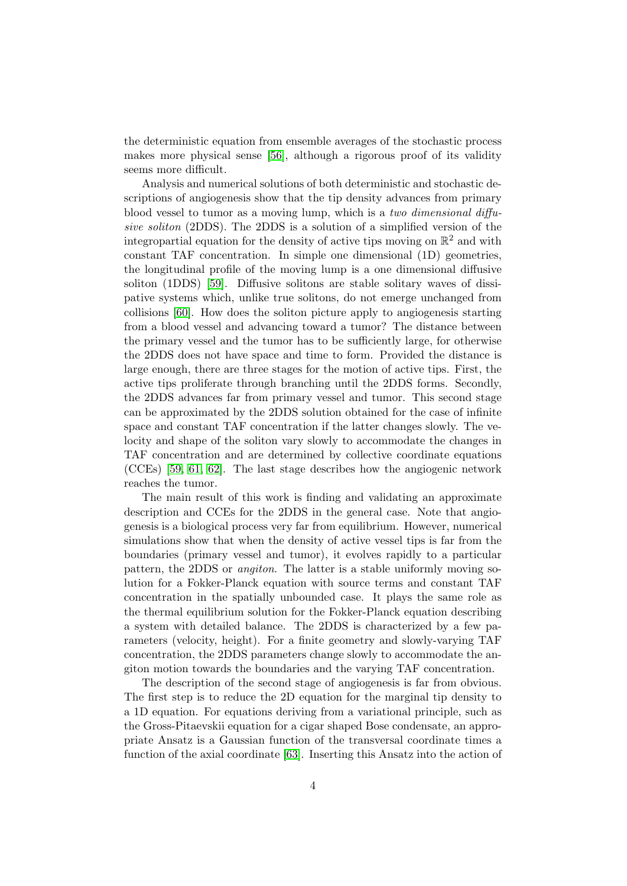the deterministic equation from ensemble averages of the stochastic process makes more physical sense [56], although a rigorous proof of its validity seems more difficult.

Analysis and numerical solutions of both deterministic and stochastic descriptions of angiogenesis show that the tip density advances from primary blood vessel to tumor as a moving lump, which is a *two dimensional diffusive soliton* (2DDS). The 2DDS is a solution of a simplified version of the integropartial equation for the density of active tips moving on $\mathbb{R}^2$ and with constant TAF concentration. In simple one dimensional (1D) geometries, the longitudinal profile of the moving lump is a one dimensional diffusive soliton (1DDS) [59]. Diffusive solitons are stable solitary waves of dissipative systems which, unlike true solitons, do not emerge unchanged from collisions [60]. How does the soliton picture apply to angiogenesis starting from a blood vessel and advancing toward a tumor? The distance between the primary vessel and the tumor has to be sufficiently large, for otherwise the 2DDS does not have space and time to form. Provided the distance is large enough, there are three stages for the motion of active tips. First, the active tips proliferate through branching until the 2DDS forms. Secondly, the 2DDS advances far from primary vessel and tumor. This second stage can be approximated by the 2DDS solution obtained for the case of infinite space and constant TAF concentration if the latter changes slowly. The velocity and shape of the soliton vary slowly to accommodate the changes in TAF concentration and are determined by collective coordinate equations (CCEs) [59, 61, 62]. The last stage describes how the angiogenic network reaches the tumor.

The main result of this work is finding and validating an approximate description and CCEs for the 2DDS in the general case. Note that angiogenesis is a biological process very far from equilibrium. However, numerical simulations show that when the density of active vessel tips is far from the boundaries (primary vessel and tumor), it evolves rapidly to a particular pattern, the 2DDS or *angiton*. The latter is a stable uniformly moving solution for a Fokker-Planck equation with source terms and constant TAF concentration in the spatially unbounded case. It plays the same role as the thermal equilibrium solution for the Fokker-Planck equation describing a system with detailed balance. The 2DDS is characterized by a few parameters (velocity, height). For a finite geometry and slowly-varying TAF concentration, the 2DDS parameters change slowly to accommodate the angiton motion towards the boundaries and the varying TAF concentration.

The description of the second stage of angiogenesis is far from obvious. The first step is to reduce the 2D equation for the marginal tip density to a 1D equation. For equations deriving from a variational principle, such as the Gross-Pitaevskii equation for a cigar shaped Bose condensate, an appropriate Ansatz is a Gaussian function of the transversal coordinate times a function of the axial coordinate [63]. Inserting this Ansatz into the action of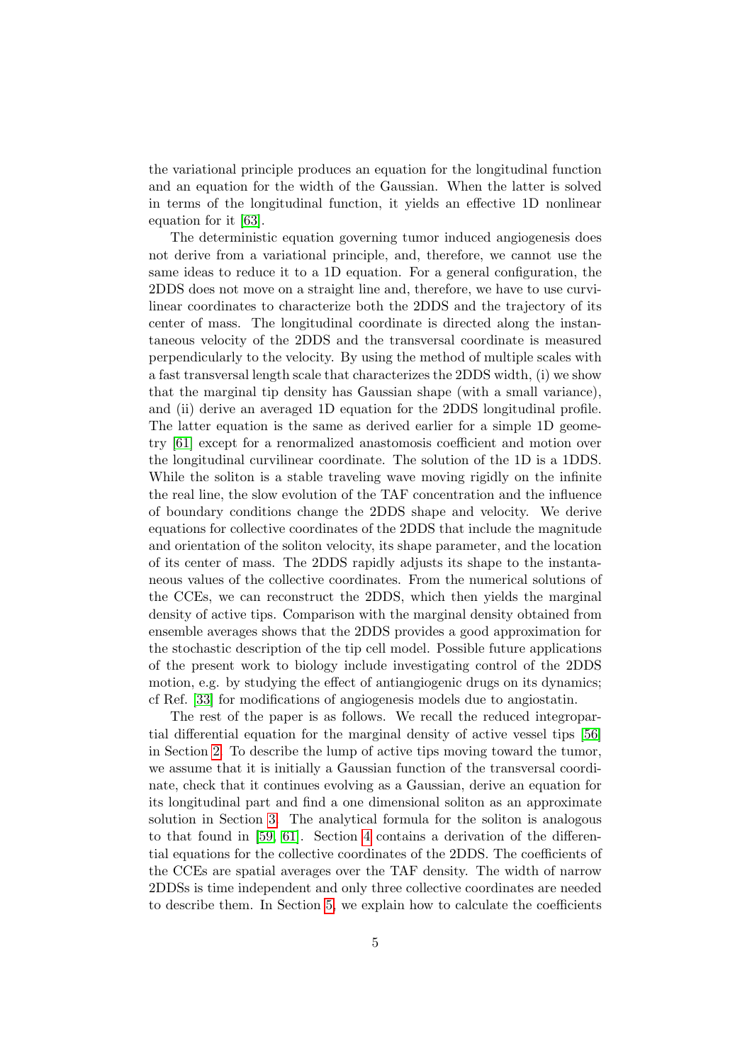the variational principle produces an equation for the longitudinal function and an equation for the width of the Gaussian. When the latter is solved in terms of the longitudinal function, it yields an effective 1D nonlinear equation for it [63].

The deterministic equation governing tumor induced angiogenesis does not derive from a variational principle, and, therefore, we cannot use the same ideas to reduce it to a 1D equation. For a general configuration, the 2DDS does not move on a straight line and, therefore, we have to use curvilinear coordinates to characterize both the 2DDS and the trajectory of its center of mass. The longitudinal coordinate is directed along the instantaneous velocity of the 2DDS and the transversal coordinate is measured perpendicularly to the velocity. By using the method of multiple scales with a fast transversal length scale that characterizes the 2DDS width, (i) we show that the marginal tip density has Gaussian shape (with a small variance), and (ii) derive an averaged 1D equation for the 2DDS longitudinal profile. The latter equation is the same as derived earlier for a simple 1D geometry [61] except for a renormalized anastomosis coefficient and motion over the longitudinal curvilinear coordinate. The solution of the 1D is a 1DDS. While the soliton is a stable traveling wave moving rigidly on the infinite the real line, the slow evolution of the TAF concentration and the influence of boundary conditions change the 2DDS shape and velocity. We derive equations for collective coordinates of the 2DDS that include the magnitude and orientation of the soliton velocity, its shape parameter, and the location of its center of mass. The 2DDS rapidly adjusts its shape to the instantaneous values of the collective coordinates. From the numerical solutions of the CCEs, we can reconstruct the 2DDS, which then yields the marginal density of active tips. Comparison with the marginal density obtained from ensemble averages shows that the 2DDS provides a good approximation for the stochastic description of the tip cell model. Possible future applications of the present work to biology include investigating control of the 2DDS motion, e.g. by studying the effect of antiangiogenic drugs on its dynamics; cf Ref. [33] for modifications of angiogenesis models due to angiostatin.

The rest of the paper is as follows. We recall the reduced integropartial differential equation for the marginal density of active vessel tips [56] in Section 2. To describe the lump of active tips moving toward the tumor, we assume that it is initially a Gaussian function of the transversal coordinate, check that it continues evolving as a Gaussian, derive an equation for its longitudinal part and find a one dimensional soliton as an approximate solution in Section 3. The analytical formula for the soliton is analogous to that found in [59, 61]. Section 4 contains a derivation of the differential equations for the collective coordinates of the 2DDS. The coefficients of the CCEs are spatial averages over the TAF density. The width of narrow 2DDSs is time independent and only three collective coordinates are needed to describe them. In Section 5, we explain how to calculate the coefficients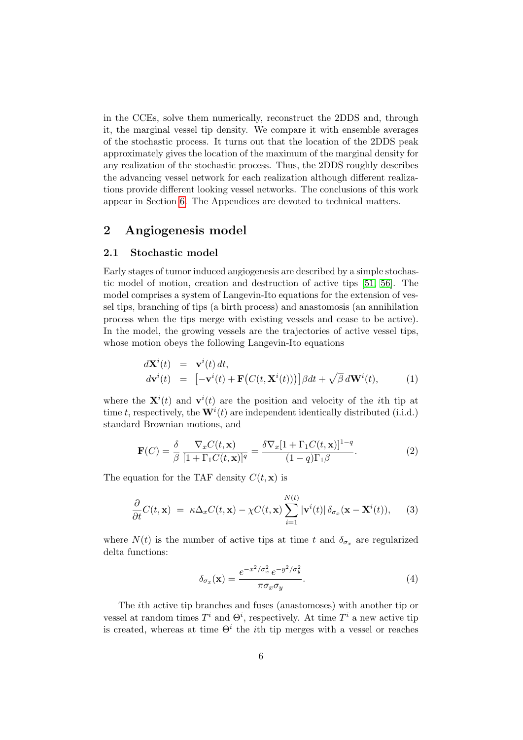in the CCEs, solve them numerically, reconstruct the 2DDS and, through it, the marginal vessel tip density. We compare it with ensemble averages of the stochastic process. It turns out that the location of the 2DDS peak approximately gives the location of the maximum of the marginal density for any realization of the stochastic process. Thus, the 2DDS roughly describes the advancing vessel network for each realization although different realizations provide different looking vessel networks. The conclusions of this work appear in Section 6. The Appendices are devoted to technical matters.

## 2 Angiogenesis model

### 2.1 Stochastic model

Early stages of tumor induced angiogenesis are described by a simple stochastic model of motion, creation and destruction of active tips [51, 56]. The model comprises a system of Langevin-Ito equations for the extension of vessel tips, branching of tips (a birth process) and anastomosis (an annihilation process when the tips merge with existing vessels and cease to be active). In the model, the growing vessels are the trajectories of active vessel tips, whose motion obeys the following Langevin-Ito equations

$$
\begin{aligned}
d\mathbf{X}^i(t) &= \mathbf{v}^i(t)\,dt, \\
d\mathbf{v}^i(t) &= \left[-\mathbf{v}^i(t) + \mathbf{F}\big(C(t,\mathbf{X}^i(t))\big)\right]\beta dt + \sqrt{\beta}\,d\mathbf{W}^i(t),
\end{aligned} \tag{1}
$$

where the $\mathbf{X}^i(t)$ and $\mathbf{v}^i(t)$ are the position and velocity of the $i$th tip at time $t$, respectively, the $\mathbf{W}^i(t)$ are independent identically distributed (i.i.d.) standard Brownian motions, and

$$
\mathbf{F}(C) = \frac{\delta}{\beta}\,\frac{\nabla_x C(t,\mathbf{x})}{[1+\Gamma_1 C(t,\mathbf{x})]^q} = \frac{\delta \nabla_x [1+\Gamma_1 C(t,\mathbf{x})]^{1-q}}{(1-q)\Gamma_1 \beta}. \tag{2}
$$

The equation for the TAF density $C(t,\mathbf{x})$ is

$$
\frac{\partial}{\partial t} C(t,\mathbf{x}) \;=\; \kappa \Delta_x C(t,\mathbf{x}) - \chi C(t,\mathbf{x}) \sum_{i=1}^{N(t)} |\mathbf{v}^i(t)|\, \delta_{\sigma_x}(\mathbf{x}-\mathbf{X}^i(t)), \tag{3}
$$

where $N(t)$ is the number of active tips at time $t$ and $\delta_{\sigma_x}$ are regularized delta functions:

$$
\delta_{\sigma_x}(\mathbf{x}) = \frac{e^{-x^2/\sigma_x^2}\, e^{-y^2/\sigma_y^2}}{\pi \sigma_x \sigma_y}. \tag{4}
$$

The $i$th active tip branches and fuses (anastomoses) with another tip or vessel at random times $T^i$ and $\Theta^i$, respectively. At time $T^i$ a new active tip is created, whereas at time $\Theta^i$ the $i$th tip merges with a vessel or reaches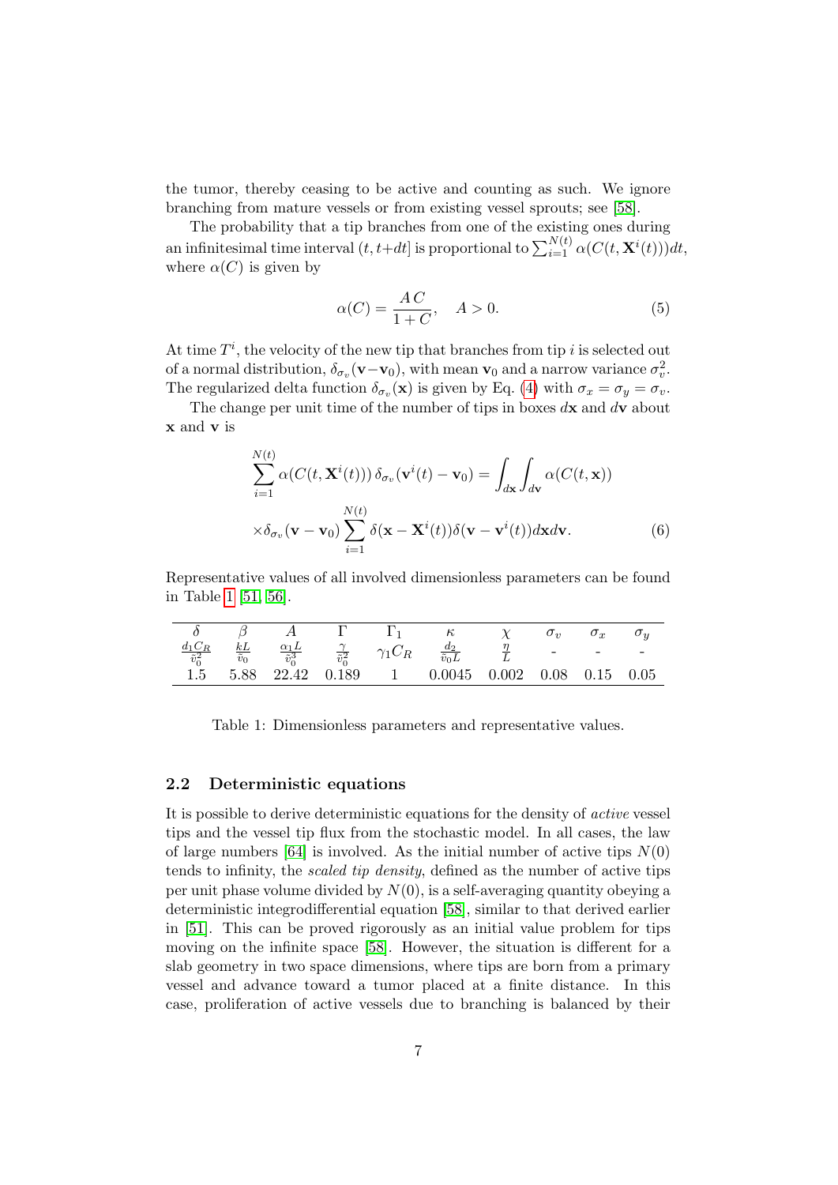the tumor, thereby ceasing to be active and counting as such. We ignore branching from mature vessels or from existing vessel sprouts; see [58].

The probability that a tip branches from one of the existing ones during an infinitesimal time interval $(t, t+dt]$ is proportional to $\sum_{i=1}^{N(t)} \alpha(C(t, \mathbf{X}^i(t)))dt$, where $\alpha(C)$ is given by

$$\alpha(C) = \frac{A\,C}{1+C}, \quad A > 0. \tag{5}$$

At time $T^i$, the velocity of the new tip that branches from tip $i$ is selected out of a normal distribution, $\delta_{\sigma_v}(\mathbf{v}-\mathbf{v}_0)$, with mean $\mathbf{v}_0$ and a narrow variance $\sigma_v^2$. The regularized delta function $\delta_{\sigma_v}(\mathbf{x})$ is given by Eq. (4) with $\sigma_x = \sigma_y = \sigma_v$.

The change per unit time of the number of tips in boxes $d\mathbf{x}$ and $d\mathbf{v}$ about $\mathbf{x}$ and $\mathbf{v}$ is

$$\sum_{i=1}^{N(t)} \alpha(C(t, \mathbf{X}^i(t)))\,\delta_{\sigma_v}(\mathbf{v}^i(t) - \mathbf{v}_0) = \int_{d\mathbf{x}} \int_{d\mathbf{v}} \alpha(C(t, \mathbf{x}))$$
$$\times \delta_{\sigma_v}(\mathbf{v} - \mathbf{v}_0) \sum_{i=1}^{N(t)} \delta(\mathbf{x} - \mathbf{X}^i(t))\delta(\mathbf{v} - \mathbf{v}^i(t))d\mathbf{x}d\mathbf{v}. \tag{6}$$

Representative values of all involved dimensionless parameters can be found in Table 1 [51, 56].

| $\delta$ | $\beta$ | $A$ | $\Gamma$ | $\Gamma_1$ | $\kappa$ | $\chi$ | $\sigma_v$ | $\sigma_x$ | $\sigma_y$ |
|---|---|---|---|---|---|---|---|---|---|
| $\frac{d_1 C_R}{\tilde{v}_0^2}$ | $\frac{kL}{\tilde{v}_0}$ | $\frac{\alpha_1 L}{\tilde{v}_0^3}$ | $\frac{\gamma}{\tilde{v}_0^2}$ | $\gamma_1 C_R$ | $\frac{d_2}{\tilde{v}_0 L}$ | $\frac{\eta}{L}$ | - | - | - |
| 1.5 | 5.88 | 22.42 | 0.189 | 1 | 0.0045 | 0.002 | 0.08 | 0.15 | 0.05 |

Table 1: Dimensionless parameters and representative values.

### 2.2 Deterministic equations

It is possible to derive deterministic equations for the density of *active* vessel tips and the vessel tip flux from the stochastic model. In all cases, the law of large numbers [64] is involved. As the initial number of active tips $N(0)$ tends to infinity, the *scaled tip density*, defined as the number of active tips per unit phase volume divided by $N(0)$, is a self-averaging quantity obeying a deterministic integrodifferential equation [58], similar to that derived earlier in [51]. This can be proved rigorously as an initial value problem for tips moving on the infinite space [58]. However, the situation is different for a slab geometry in two space dimensions, where tips are born from a primary vessel and advance toward a tumor placed at a finite distance. In this case, proliferation of active vessels due to branching is balanced by their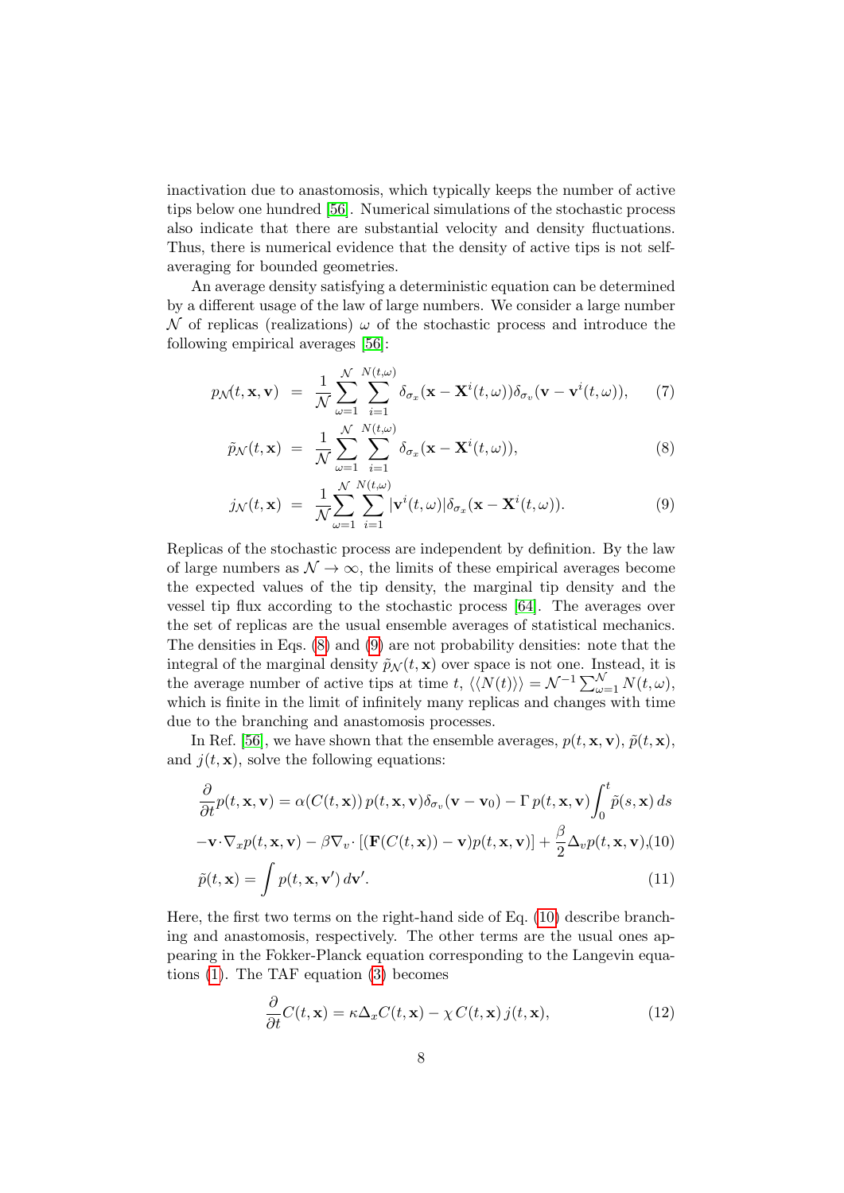inactivation due to anastomosis, which typically keeps the number of active tips below one hundred [56]. Numerical simulations of the stochastic process also indicate that there are substantial velocity and density fluctuations. Thus, there is numerical evidence that the density of active tips is not self-averaging for bounded geometries.

An average density satisfying a deterministic equation can be determined by a different usage of the law of large numbers. We consider a large number $\mathcal{N}$ of replicas (realizations) $\omega$ of the stochastic process and introduce the following empirical averages [56]:

$$p_{\mathcal{N}}(t,\mathbf{x},\mathbf{v}) = \frac{1}{\mathcal{N}}\sum_{\omega=1}^{\mathcal{N}}\sum_{i=1}^{N(t,\omega)} \delta_{\sigma_x}(\mathbf{x}-\mathbf{X}^i(t,\omega))\delta_{\sigma_v}(\mathbf{v}-\mathbf{v}^i(t,\omega)), \tag{7}$$

$$\tilde{p}_{\mathcal{N}}(t,\mathbf{x}) = \frac{1}{\mathcal{N}}\sum_{\omega=1}^{\mathcal{N}}\sum_{i=1}^{N(t,\omega)} \delta_{\sigma_x}(\mathbf{x}-\mathbf{X}^i(t,\omega)), \tag{8}$$

$$j_{\mathcal{N}}(t,\mathbf{x}) = \frac{1}{\mathcal{N}}\sum_{\omega=1}^{\mathcal{N}}\sum_{i=1}^{N(t,\omega)} |\mathbf{v}^i(t,\omega)|\delta_{\sigma_x}(\mathbf{x}-\mathbf{X}^i(t,\omega)). \tag{9}$$

Replicas of the stochastic process are independent by definition. By the law of large numbers as $\mathcal{N}\to\infty$, the limits of these empirical averages become the expected values of the tip density, the marginal tip density and the vessel tip flux according to the stochastic process [64]. The averages over the set of replicas are the usual ensemble averages of statistical mechanics. The densities in Eqs. (8) and (9) are not probability densities: note that the integral of the marginal density $\tilde{p}_{\mathcal{N}}(t,\mathbf{x})$ over space is not one. Instead, it is the average number of active tips at time $t$, $\langle\langle N(t)\rangle\rangle = \mathcal{N}^{-1}\sum_{\omega=1}^{\mathcal{N}} N(t,\omega)$, which is finite in the limit of infinitely many replicas and changes with time due to the branching and anastomosis processes.

In Ref. [56], we have shown that the ensemble averages, $p(t,\mathbf{x},\mathbf{v})$, $\tilde{p}(t,\mathbf{x})$, and $j(t,\mathbf{x})$, solve the following equations:

$$\frac{\partial}{\partial t}p(t,\mathbf{x},\mathbf{v}) = \alpha(C(t,\mathbf{x}))\, p(t,\mathbf{x},\mathbf{v})\delta_{\sigma_v}(\mathbf{v}-\mathbf{v}_0) - \Gamma\, p(t,\mathbf{x},\mathbf{v})\int_0^t \tilde{p}(s,\mathbf{x})\, ds$$
$$-\mathbf{v}\cdot\nabla_x p(t,\mathbf{x},\mathbf{v}) - \beta\nabla_v\cdot\left[(\mathbf{F}(C(t,\mathbf{x}))-\mathbf{v})p(t,\mathbf{x},\mathbf{v})\right] + \frac{\beta}{2}\Delta_v p(t,\mathbf{x},\mathbf{v}), \tag{10}$$

$$\tilde{p}(t,\mathbf{x}) = \int p(t,\mathbf{x},\mathbf{v}')\, d\mathbf{v}'. \tag{11}$$

Here, the first two terms on the right-hand side of Eq. (10) describe branching and anastomosis, respectively. The other terms are the usual ones appearing in the Fokker-Planck equation corresponding to the Langevin equations (1). The TAF equation (3) becomes

$$\frac{\partial}{\partial t}C(t,\mathbf{x}) = \kappa\Delta_x C(t,\mathbf{x}) - \chi\, C(t,\mathbf{x})\, j(t,\mathbf{x}), \tag{12}$$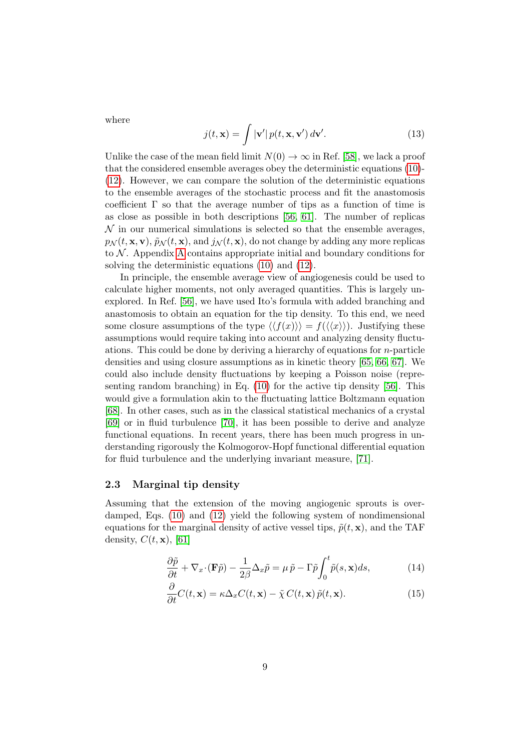where

$$j(t, \mathbf{x}) = \int |\mathbf{v}'|\, p(t, \mathbf{x}, \mathbf{v}')\, d\mathbf{v}'. \tag{13}$$

Unlike the case of the mean field limit $N(0) \to \infty$ in Ref. [58], we lack a proof that the considered ensemble averages obey the deterministic equations (10)-(12). However, we can compare the solution of the deterministic equations to the ensemble averages of the stochastic process and fit the anastomosis coefficient $\Gamma$ so that the average number of tips as a function of time is as close as possible in both descriptions [56, 61]. The number of replicas $\mathcal{N}$ in our numerical simulations is selected so that the ensemble averages, $p_{\mathcal{N}}(t, \mathbf{x}, \mathbf{v})$, $\tilde{p}_{\mathcal{N}}(t, \mathbf{x})$, and $j_{\mathcal{N}}(t, \mathbf{x})$, do not change by adding any more replicas to $\mathcal{N}$. Appendix A contains appropriate initial and boundary conditions for solving the deterministic equations (10) and (12).

In principle, the ensemble average view of angiogenesis could be used to calculate higher moments, not only averaged quantities. This is largely unexplored. In Ref. [56], we have used Ito's formula with added branching and anastomosis to obtain an equation for the tip density. To this end, we need some closure assumptions of the type $\langle\langle f(x)\rangle\rangle = f(\langle\langle x\rangle\rangle)$. Justifying these assumptions would require taking into account and analyzing density fluctuations. This could be done by deriving a hierarchy of equations for $n$-particle densities and using closure assumptions as in kinetic theory [65, 66, 67]. We could also include density fluctuations by keeping a Poisson noise (representing random branching) in Eq. (10) for the active tip density [56]. This would give a formulation akin to the fluctuating lattice Boltzmann equation [68]. In other cases, such as in the classical statistical mechanics of a crystal [69] or in fluid turbulence [70], it has been possible to derive and analyze functional equations. In recent years, there has been much progress in understanding rigorously the Kolmogorov-Hopf functional differential equation for fluid turbulence and the underlying invariant measure, [71].

### 2.3 Marginal tip density

Assuming that the extension of the moving angiogenic sprouts is overdamped, Eqs. (10) and (12) yield the following system of nondimensional equations for the marginal density of active vessel tips, $\tilde{p}(t, \mathbf{x})$, and the TAF density, $C(t, \mathbf{x})$, [61]

$$\frac{\partial \tilde{p}}{\partial t} + \nabla_x \cdot (\mathbf{F}\tilde{p}) - \frac{1}{2\beta}\Delta_x \tilde{p} = \mu\, \tilde{p} - \Gamma \tilde{p} \int_0^t \tilde{p}(s, \mathbf{x}) ds, \tag{14}$$

$$\frac{\partial}{\partial t} C(t, \mathbf{x}) = \kappa \Delta_x C(t, \mathbf{x}) - \tilde{\chi}\, C(t, \mathbf{x})\, \tilde{p}(t, \mathbf{x}). \tag{15}$$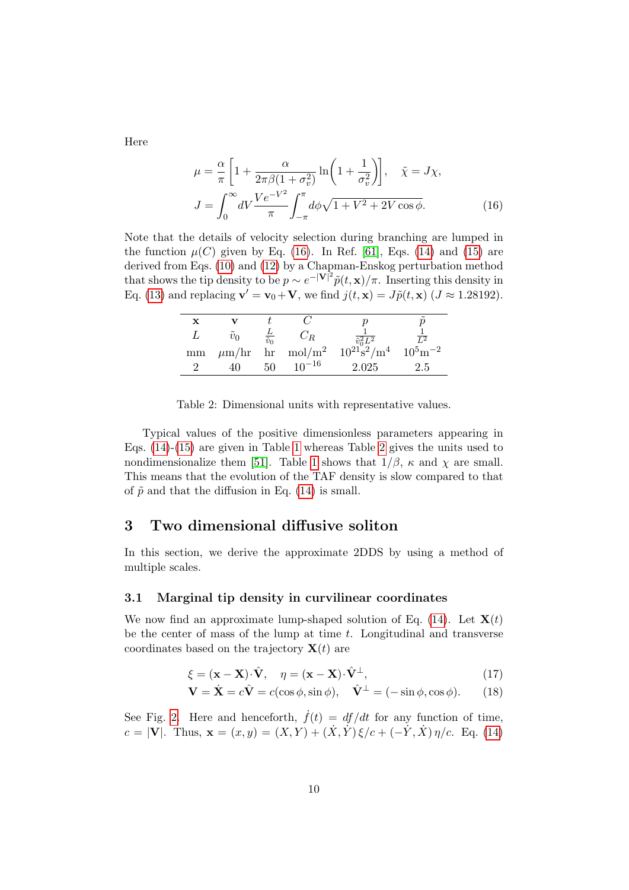Here

$$\mu = \frac{\alpha}{\pi}\left[1 + \frac{\alpha}{2\pi\beta(1+\sigma_v^2)}\ln\!\left(1+\frac{1}{\sigma_v^2}\right)\right], \quad \tilde{\chi} = J\chi,$$
$$J = \int_0^\infty dV \frac{Ve^{-V^2}}{\pi}\int_{-\pi}^{\pi} d\phi \sqrt{1+V^2+2V\cos\phi}. \tag{16}$$

Note that the details of velocity selection during branching are lumped in the function $\mu(C)$ given by Eq. (16). In Ref. [61], Eqs. (14) and (15) are derived from Eqs. (10) and (12) by a Chapman-Enskog perturbation method that shows the tip density to be $p \sim e^{-|\mathbf{V}|^2}\tilde{p}(t,\mathbf{x})/\pi$. Inserting this density in Eq. (13) and replacing $\mathbf{v}' = \mathbf{v}_0 + \mathbf{V}$, we find $j(t,\mathbf{x}) = J\tilde{p}(t,\mathbf{x})$ ($J \approx 1.28192$).

| $\mathbf{x}$ | $\mathbf{v}$ | $t$ | $C$ | $p$ | $\tilde{p}$ |
|---|---|---|---|---|---|
| $L$ | $\tilde{v}_0$ | $\frac{L}{\tilde{v}_0}$ | $C_R$ | $\frac{1}{\tilde{v}_0^2 L^2}$ | $\frac{1}{L^2}$ |
| mm | $\mu$m/hr | hr | mol/m$^2$ | $10^{21}$s$^2$/m$^4$ | $10^5$m$^{-2}$ |
| 2 | 40 | 50 | $10^{-16}$ | 2.025 | 2.5 |

Table 2: Dimensional units with representative values.

Typical values of the positive dimensionless parameters appearing in Eqs. (14)-(15) are given in Table 1 whereas Table 2 gives the units used to nondimensionalize them [51]. Table 1 shows that $1/\beta$, $\kappa$ and $\chi$ are small. This means that the evolution of the TAF density is slow compared to that of $\tilde{p}$ and that the diffusion in Eq. (14) is small.

# 3 Two dimensional diffusive soliton

In this section, we derive the approximate 2DDS by using a method of multiple scales.

## 3.1 Marginal tip density in curvilinear coordinates

We now find an approximate lump-shaped solution of Eq. (14). Let $\mathbf{X}(t)$ be the center of mass of the lump at time $t$. Longitudinal and transverse coordinates based on the trajectory $\mathbf{X}(t)$ are

$$\xi = (\mathbf{x}-\mathbf{X})\cdot\hat{\mathbf{V}}, \quad \eta = (\mathbf{x}-\mathbf{X})\cdot\hat{\mathbf{V}}^\perp, \tag{17}$$
$$\mathbf{V} = \dot{\mathbf{X}} = c\hat{\mathbf{V}} = c(\cos\phi, \sin\phi), \quad \hat{\mathbf{V}}^\perp = (-\sin\phi, \cos\phi). \tag{18}$$

See Fig. 2. Here and henceforth, $\dot{f}(t) = df/dt$ for any function of time, $c = |\mathbf{V}|$. Thus, $\mathbf{x} = (x,y) = (X,Y) + (\dot{X},\dot{Y})\,\xi/c + (-\dot{Y},\dot{X})\,\eta/c$. Eq. (14)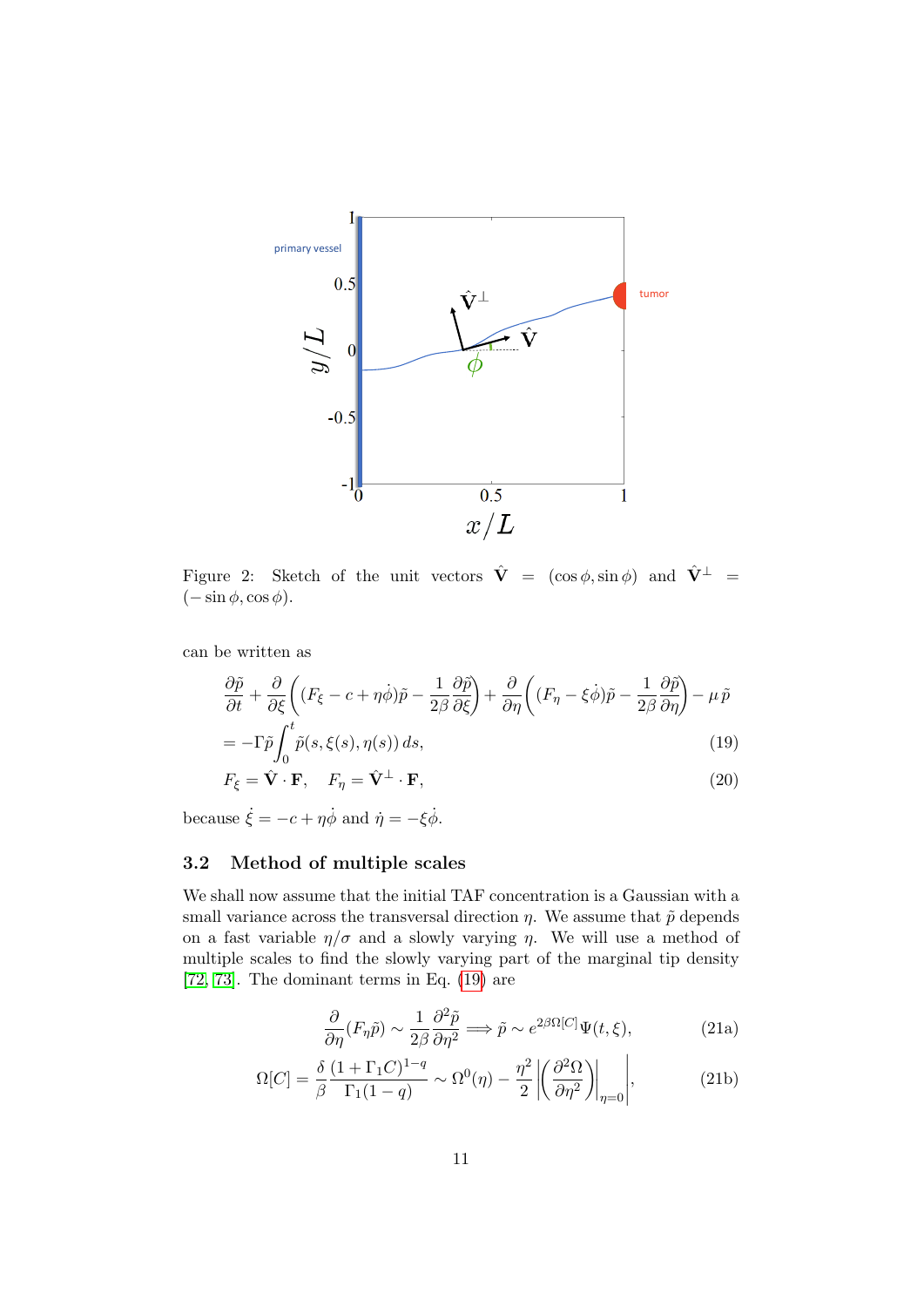Figure 2: Sketch of the unit vectors $\hat{\mathbf{V}} = (\cos\phi, \sin\phi)$ and $\hat{\mathbf{V}}^{\perp} = (-\sin\phi, \cos\phi)$.

can be written as

$$
\frac{\partial \tilde{p}}{\partial t} + \frac{\partial}{\partial \xi}\left((F_\xi - c + \eta\dot{\phi})\tilde{p} - \frac{1}{2\beta}\frac{\partial \tilde{p}}{\partial \xi}\right) + \frac{\partial}{\partial \eta}\left((F_\eta - \xi\dot{\phi})\tilde{p} - \frac{1}{2\beta}\frac{\partial \tilde{p}}{\partial \eta}\right) - \mu\,\tilde{p}
$$

$$
= -\Gamma\tilde{p}\int_0^t \tilde{p}(s, \xi(s), \eta(s))\,ds, \tag{19}
$$

$$
F_\xi = \hat{\mathbf{V}}\cdot\mathbf{F}, \quad F_\eta = \hat{\mathbf{V}}^{\perp}\cdot\mathbf{F}, \tag{20}
$$

because $\dot{\xi} = -c + \eta\dot{\phi}$ and $\dot{\eta} = -\xi\dot{\phi}$.

### 3.2 Method of multiple scales

We shall now assume that the initial TAF concentration is a Gaussian with a small variance across the transversal direction $\eta$. We assume that $\tilde{p}$ depends on a fast variable $\eta/\sigma$ and a slowly varying $\eta$. We will use a method of multiple scales to find the slowly varying part of the marginal tip density [72, 73]. The dominant terms in Eq. (19) are

$$
\frac{\partial}{\partial \eta}(F_\eta \tilde{p}) \sim \frac{1}{2\beta}\frac{\partial^2 \tilde{p}}{\partial \eta^2} \Longrightarrow \tilde{p} \sim e^{2\beta\Omega[C]}\Psi(t,\xi), \tag{21a}
$$

$$
\Omega[C] = \frac{\delta}{\beta}\frac{(1+\Gamma_1 C)^{1-q}}{\Gamma_1(1-q)} \sim \Omega^0(\eta) - \frac{\eta^2}{2}\left|\left(\frac{\partial^2 \Omega}{\partial \eta^2}\right)\bigg|_{\eta=0}\right|, \tag{21b}
$$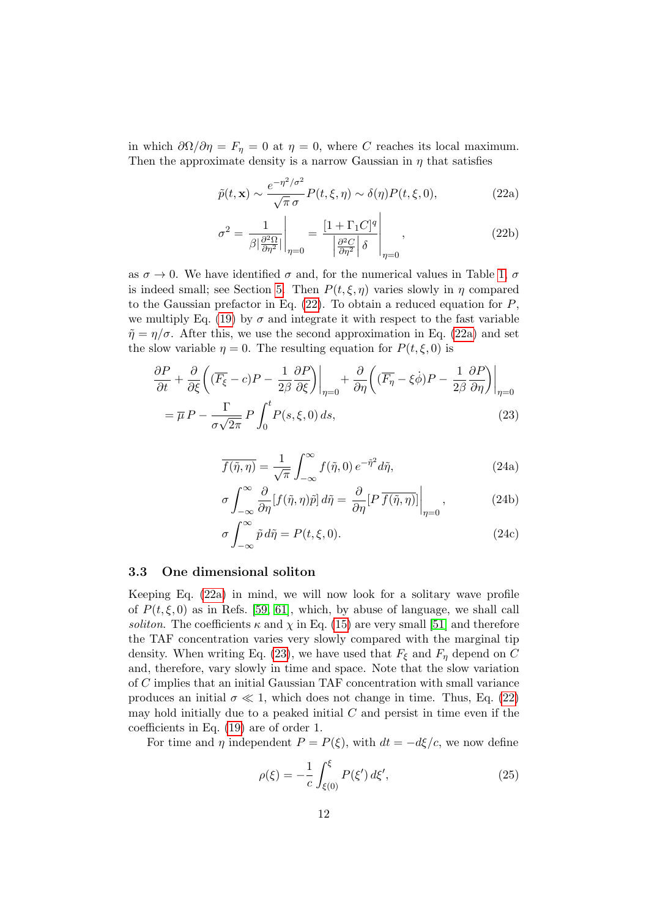in which $\partial\Omega/\partial\eta = F_\eta = 0$ at $\eta = 0$, where $C$ reaches its local maximum. Then the approximate density is a narrow Gaussian in $\eta$ that satisfies

$$\tilde{p}(t,\mathbf{x}) \sim \frac{e^{-\eta^2/\sigma^2}}{\sqrt{\pi}\,\sigma} P(t,\xi,\eta) \sim \delta(\eta) P(t,\xi,0), \tag{22a}$$

$$\sigma^2 = \left.\frac{1}{\beta\left|\frac{\partial^2\Omega}{\partial\eta^2}\right|}\right|_{\eta=0} = \left.\frac{[1+\Gamma_1 C]^q}{\left|\frac{\partial^2 C}{\partial\eta^2}\right|\delta}\right|_{\eta=0}, \tag{22b}$$

as $\sigma \to 0$. We have identified $\sigma$ and, for the numerical values in Table 1, $\sigma$ is indeed small; see Section 5. Then $P(t,\xi,\eta)$ varies slowly in $\eta$ compared to the Gaussian prefactor in Eq. (22). To obtain a reduced equation for $P$, we multiply Eq. (19) by $\sigma$ and integrate it with respect to the fast variable $\tilde{\eta} = \eta/\sigma$. After this, we use the second approximation in Eq. (22a) and set the slow variable $\eta = 0$. The resulting equation for $P(t,\xi,0)$ is

$$\begin{aligned}
&\frac{\partial P}{\partial t} + \frac{\partial}{\partial\xi}\left(\left(\overline{F_\xi} - c\right)P - \frac{1}{2\beta}\frac{\partial P}{\partial\xi}\right)\Bigg|_{\eta=0} + \frac{\partial}{\partial\eta}\left(\left(\overline{F_\eta} - \xi\dot{\phi}\right)P - \frac{1}{2\beta}\frac{\partial P}{\partial\eta}\right)\Bigg|_{\eta=0} \\
&= \overline{\mu}\,P - \frac{\Gamma}{\sigma\sqrt{2\pi}}\,P\int_0^t P(s,\xi,0)\,ds,
\end{aligned} \tag{23}$$

$$\overline{f(\tilde{\eta},\eta)} = \frac{1}{\sqrt{\pi}}\int_{-\infty}^{\infty} f(\tilde{\eta},0)\,e^{-\tilde{\eta}^2}d\tilde{\eta}, \tag{24a}$$

$$\sigma\int_{-\infty}^{\infty}\frac{\partial}{\partial\eta}[f(\tilde{\eta},\eta)\tilde{p}]\,d\tilde{\eta} = \frac{\partial}{\partial\eta}[P\,\overline{f(\tilde{\eta},\eta)}]\Big|_{\eta=0}, \tag{24b}$$

$$\sigma\int_{-\infty}^{\infty}\tilde{p}\,d\tilde{\eta} = P(t,\xi,0). \tag{24c}$$

### 3.3 One dimensional soliton

Keeping Eq. (22a) in mind, we will now look for a solitary wave profile of $P(t,\xi,0)$ as in Refs. [59, 61], which, by abuse of language, we shall call *soliton*. The coefficients $\kappa$ and $\chi$ in Eq. (15) are very small [51] and therefore the TAF concentration varies very slowly compared with the marginal tip density. When writing Eq. (23), we have used that $F_\xi$ and $F_\eta$ depend on $C$ and, therefore, vary slowly in time and space. Note that the slow variation of $C$ implies that an initial Gaussian TAF concentration with small variance produces an initial $\sigma \ll 1$, which does not change in time. Thus, Eq. (22) may hold initially due to a peaked initial $C$ and persist in time even if the coefficients in Eq. (19) are of order 1.

For time and $\eta$ independent $P = P(\xi)$, with $dt = -d\xi/c$, we now define

$$\rho(\xi) = -\frac{1}{c}\int_{\xi(0)}^{\xi} P(\xi')\,d\xi', \tag{25}$$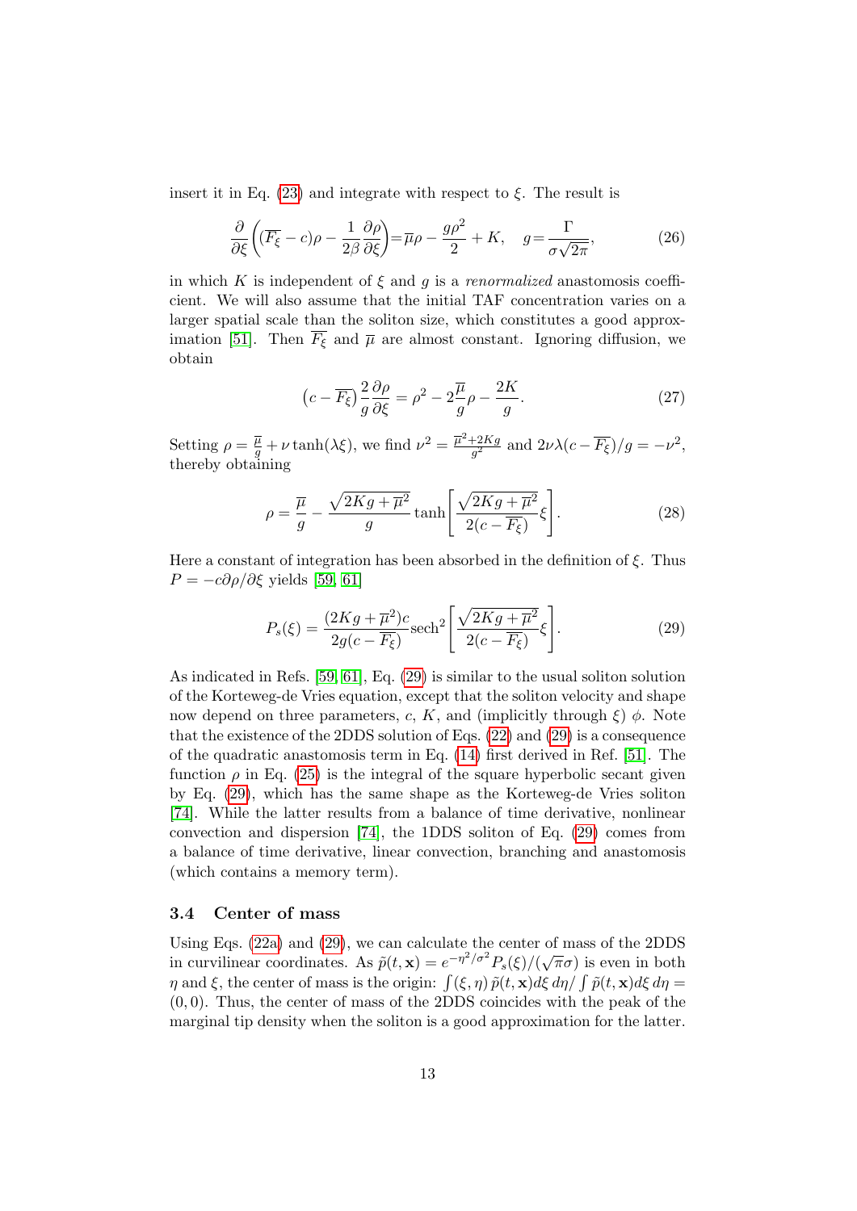insert it in Eq. (23) and integrate with respect to $\xi$. The result is

$$\frac{\partial}{\partial \xi}\left((\overline{F_\xi}-c)\rho-\frac{1}{2\beta}\frac{\partial \rho}{\partial \xi}\right)=\overline{\mu}\rho-\frac{g\rho^2}{2}+K, \quad g=\frac{\Gamma}{\sigma\sqrt{2\pi}}, \tag{26}$$

in which $K$ is independent of $\xi$ and $g$ is a *renormalized* anastomosis coefficient. We will also assume that the initial TAF concentration varies on a larger spatial scale than the soliton size, which constitutes a good approximation [51]. Then $\overline{F_\xi}$ and $\overline{\mu}$ are almost constant. Ignoring diffusion, we obtain

$$(c-\overline{F_\xi})\frac{2}{g}\frac{\partial \rho}{\partial \xi}=\rho^2-2\frac{\overline{\mu}}{g}\rho-\frac{2K}{g}. \tag{27}$$

Setting $\rho=\frac{\overline{\mu}}{g}+\nu\tanh(\lambda\xi)$, we find $\nu^2=\frac{\overline{\mu}^2+2Kg}{g^2}$ and $2\nu\lambda(c-\overline{F_\xi})/g=-\nu^2$, thereby obtaining

$$\rho=\frac{\overline{\mu}}{g}-\frac{\sqrt{2Kg+\overline{\mu}^2}}{g}\tanh\left[\frac{\sqrt{2Kg+\overline{\mu}^2}}{2(c-\overline{F_\xi})}\xi\right]. \tag{28}$$

Here a constant of integration has been absorbed in the definition of $\xi$. Thus $P=-c\partial\rho/\partial\xi$ yields [59, 61]

$$P_s(\xi)=\frac{(2Kg+\overline{\mu}^2)c}{2g(c-\overline{F_\xi})}\text{sech}^2\left[\frac{\sqrt{2Kg+\overline{\mu}^2}}{2(c-\overline{F_\xi})}\xi\right]. \tag{29}$$

As indicated in Refs. [59, 61], Eq. (29) is similar to the usual soliton solution of the Korteweg-de Vries equation, except that the soliton velocity and shape now depend on three parameters, $c$, $K$, and (implicitly through $\xi$) $\phi$. Note that the existence of the 2DDS solution of Eqs. (22) and (29) is a consequence of the quadratic anastomosis term in Eq. (14) first derived in Ref. [51]. The function $\rho$ in Eq. (25) is the integral of the square hyperbolic secant given by Eq. (29), which has the same shape as the Korteweg-de Vries soliton [74]. While the latter results from a balance of time derivative, nonlinear convection and dispersion [74], the 1DDS soliton of Eq. (29) comes from a balance of time derivative, linear convection, branching and anastomosis (which contains a memory term).

### 3.4 Center of mass

Using Eqs. (22a) and (29), we can calculate the center of mass of the 2DDS in curvilinear coordinates. As $\tilde{p}(t,\mathbf{x})=e^{-\eta^2/\sigma^2}P_s(\xi)/(\sqrt{\pi}\sigma)$ is even in both $\eta$ and $\xi$, the center of mass is the origin: $\int(\xi,\eta)\,\tilde{p}(t,\mathbf{x})d\xi\,d\eta/\int\tilde{p}(t,\mathbf{x})d\xi\,d\eta=(0,0)$. Thus, the center of mass of the 2DDS coincides with the peak of the marginal tip density when the soliton is a good approximation for the latter.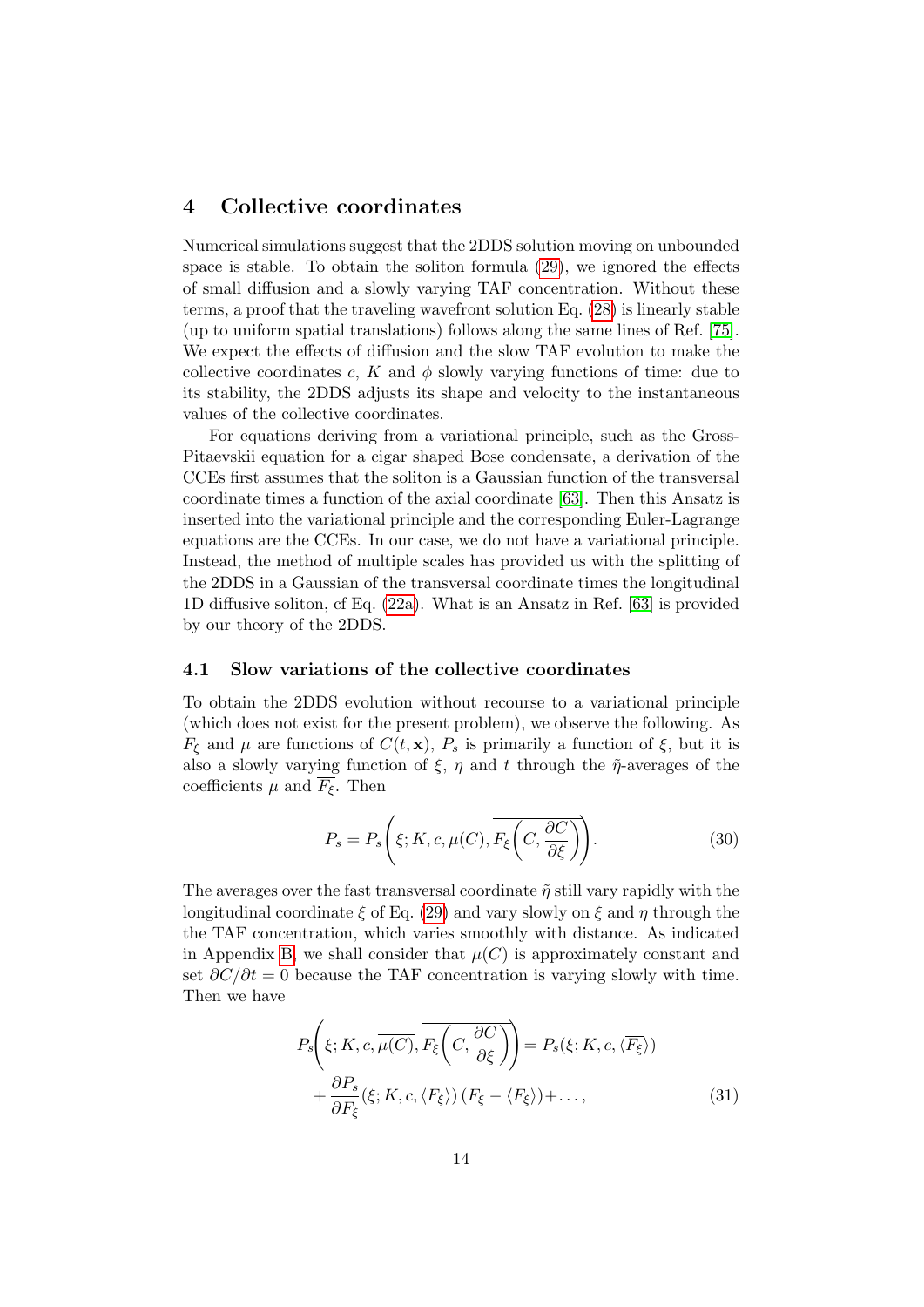## 4 Collective coordinates

Numerical simulations suggest that the 2DDS solution moving on unbounded space is stable. To obtain the soliton formula (29), we ignored the effects of small diffusion and a slowly varying TAF concentration. Without these terms, a proof that the traveling wavefront solution Eq. (28) is linearly stable (up to uniform spatial translations) follows along the same lines of Ref. [75]. We expect the effects of diffusion and the slow TAF evolution to make the collective coordinates $c$, $K$ and $\phi$ slowly varying functions of time: due to its stability, the 2DDS adjusts its shape and velocity to the instantaneous values of the collective coordinates.

For equations deriving from a variational principle, such as the Gross-Pitaevskii equation for a cigar shaped Bose condensate, a derivation of the CCEs first assumes that the soliton is a Gaussian function of the transversal coordinate times a function of the axial coordinate [63]. Then this Ansatz is inserted into the variational principle and the corresponding Euler-Lagrange equations are the CCEs. In our case, we do not have a variational principle. Instead, the method of multiple scales has provided us with the splitting of the 2DDS in a Gaussian of the transversal coordinate times the longitudinal 1D diffusive soliton, cf Eq. (22a). What is an Ansatz in Ref. [63] is provided by our theory of the 2DDS.

### 4.1 Slow variations of the collective coordinates

To obtain the 2DDS evolution without recourse to a variational principle (which does not exist for the present problem), we observe the following. As $F_\xi$ and $\mu$ are functions of $C(t,\mathbf{x})$, $P_s$ is primarily a function of $\xi$, but it is also a slowly varying function of $\xi$, $\eta$ and $t$ through the $\tilde{\eta}$-averages of the coefficients $\overline{\mu}$ and $\overline{F_\xi}$. Then

$$P_s = P_s\left(\xi; K, c, \overline{\mu(C)}, \overline{F_\xi\left(C, \frac{\partial C}{\partial \xi}\right)}\right). \tag{30}$$

The averages over the fast transversal coordinate $\tilde{\eta}$ still vary rapidly with the longitudinal coordinate $\xi$ of Eq. (29) and vary slowly on $\xi$ and $\eta$ through the the TAF concentration, which varies smoothly with distance. As indicated in Appendix B, we shall consider that $\mu(C)$ is approximately constant and set $\partial C/\partial t = 0$ because the TAF concentration is varying slowly with time. Then we have

$$P_s\left(\xi; K, c, \overline{\mu(C)}, \overline{F_\xi\left(C, \frac{\partial C}{\partial \xi}\right)}\right) = P_s(\xi; K, c, \langle\overline{F_\xi}\rangle) + \frac{\partial P_s}{\partial \overline{F_\xi}}(\xi; K, c, \langle\overline{F_\xi}\rangle)\,(\overline{F_\xi} - \langle\overline{F_\xi}\rangle) + \ldots, \tag{31}$$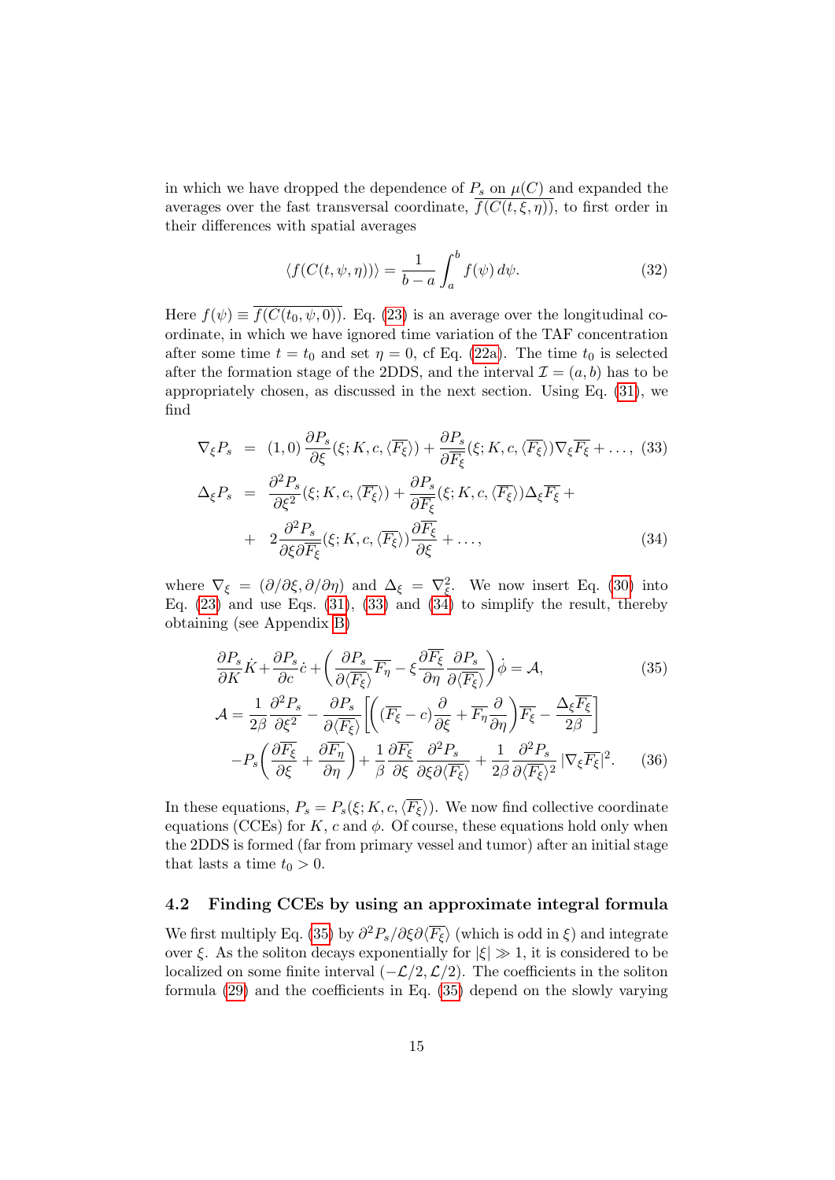in which we have dropped the dependence of $P_s$ on $\mu(C)$ and expanded the averages over the fast transversal coordinate, $\overline{f(C(t,\xi,\eta))}$, to first order in their differences with spatial averages

$$\langle f(C(t,\psi,\eta))\rangle = \frac{1}{b-a}\int_a^b f(\psi)\,d\psi. \tag{32}$$

Here $f(\psi) \equiv \overline{f(C(t_0,\psi,0))}$. Eq. (23) is an average over the longitudinal coordinate, in which we have ignored time variation of the TAF concentration after some time $t = t_0$ and set $\eta = 0$, cf Eq. (22a). The time $t_0$ is selected after the formation stage of the 2DDS, and the interval $\mathcal{I} = (a, b)$ has to be appropriately chosen, as discussed in the next section. Using Eq. (31), we find

$$\nabla_\xi P_s = (1,0)\,\frac{\partial P_s}{\partial \xi}(\xi;K,c,\langle\overline{F_\xi}\rangle) + \frac{\partial P_s}{\partial \overline{F_\xi}}(\xi;K,c,\langle\overline{F_\xi}\rangle)\nabla_\xi\overline{F_\xi} + \ldots, \tag{33}$$

$$\begin{aligned}\Delta_\xi P_s &= \frac{\partial^2 P_s}{\partial \xi^2}(\xi;K,c,\langle\overline{F_\xi}\rangle) + \frac{\partial P_s}{\partial \overline{F_\xi}}(\xi;K,c,\langle\overline{F_\xi}\rangle)\Delta_\xi\overline{F_\xi} + \\ &+ 2\frac{\partial^2 P_s}{\partial\xi\partial\overline{F_\xi}}(\xi;K,c,\langle\overline{F_\xi}\rangle)\frac{\partial\overline{F_\xi}}{\partial\xi} + \ldots,\end{aligned} \tag{34}$$

where $\nabla_\xi = (\partial/\partial\xi, \partial/\partial\eta)$ and $\Delta_\xi = \nabla_\xi^2$. We now insert Eq. (30) into Eq. (23) and use Eqs. (31), (33) and (34) to simplify the result, thereby obtaining (see Appendix B)

$$\frac{\partial P_s}{\partial K}\dot{K} + \frac{\partial P_s}{\partial c}\dot{c} + \left(\frac{\partial P_s}{\partial\langle\overline{F_\xi}\rangle}\overline{F_\eta} - \xi\frac{\partial\overline{F_\xi}}{\partial\eta}\frac{\partial P_s}{\partial\langle\overline{F_\xi}\rangle}\right)\dot{\phi} = \mathcal{A}, \tag{35}$$

$$\begin{aligned}\mathcal{A} &= \frac{1}{2\beta}\frac{\partial^2 P_s}{\partial\xi^2} - \frac{\partial P_s}{\partial\langle\overline{F_\xi}\rangle}\left[\left((\overline{F_\xi}-c)\frac{\partial}{\partial\xi} + \overline{F_\eta}\frac{\partial}{\partial\eta}\right)\overline{F_\xi} - \frac{\Delta_\xi\overline{F_\xi}}{2\beta}\right] \\ &-P_s\left(\frac{\partial\overline{F_\xi}}{\partial\xi} + \frac{\partial\overline{F_\eta}}{\partial\eta}\right) + \frac{1}{\beta}\frac{\partial\overline{F_\xi}}{\partial\xi}\frac{\partial^2 P_s}{\partial\xi\partial\langle\overline{F_\xi}\rangle} + \frac{1}{2\beta}\frac{\partial^2 P_s}{\partial\langle\overline{F_\xi}\rangle^2}\,|\nabla_\xi\overline{F_\xi}|^2.\end{aligned} \tag{36}$$

In these equations, $P_s = P_s(\xi;K,c,\langle\overline{F_\xi}\rangle)$. We now find collective coordinate equations (CCEs) for $K$, $c$ and $\phi$. Of course, these equations hold only when the 2DDS is formed (far from primary vessel and tumor) after an initial stage that lasts a time $t_0 > 0$.

### 4.2 Finding CCEs by using an approximate integral formula

We first multiply Eq. (35) by $\partial^2 P_s/\partial\xi\partial\langle\overline{F_\xi}\rangle$ (which is odd in $\xi$) and integrate over $\xi$. As the soliton decays exponentially for $|\xi| \gg 1$, it is considered to be localized on some finite interval $(-\mathcal{L}/2, \mathcal{L}/2)$. The coefficients in the soliton formula (29) and the coefficients in Eq. (35) depend on the slowly varying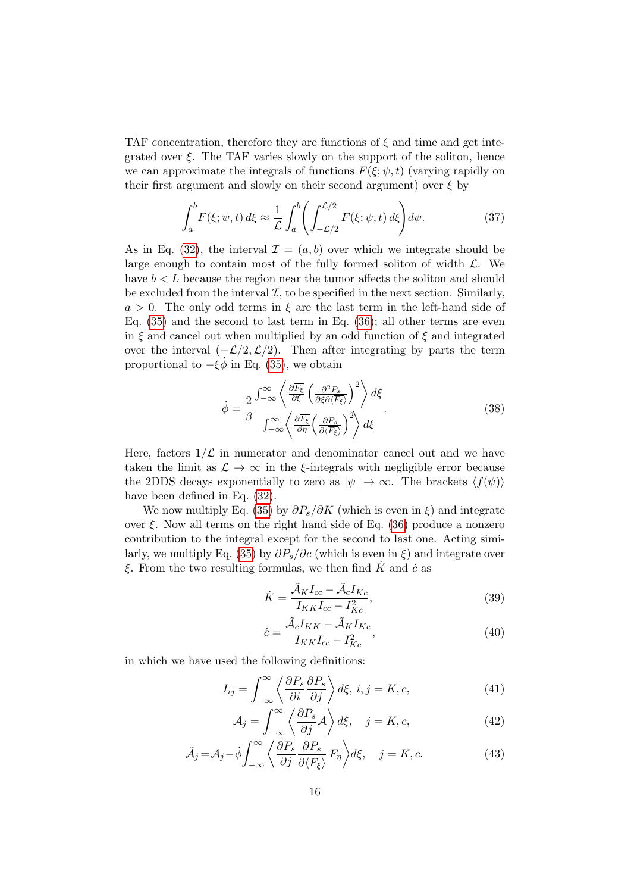TAF concentration, therefore they are functions of $\xi$ and time and get integrated over $\xi$. The TAF varies slowly on the support of the soliton, hence we can approximate the integrals of functions $F(\xi;\psi,t)$ (varying rapidly on their first argument and slowly on their second argument) over $\xi$ by

$$\int_a^b F(\xi;\psi,t)\,d\xi \approx \frac{1}{\mathcal{L}}\int_a^b \left(\int_{-\mathcal{L}/2}^{\mathcal{L}/2} F(\xi;\psi,t)\,d\xi\right)d\psi. \tag{37}$$

As in Eq. (32), the interval $\mathcal{I}=(a,b)$ over which we integrate should be large enough to contain most of the fully formed soliton of width $\mathcal{L}$. We have $b<L$ because the region near the tumor affects the soliton and should be excluded from the interval $\mathcal{I}$, to be specified in the next section. Similarly, $a>0$. The only odd terms in $\xi$ are the last term in the left-hand side of Eq. (35) and the second to last term in Eq. (36); all other terms are even in $\xi$ and cancel out when multiplied by an odd function of $\xi$ and integrated over the interval $(-\mathcal{L}/2,\mathcal{L}/2)$. Then after integrating by parts the term proportional to $-\xi\dot{\phi}$ in Eq. (35), we obtain

$$\dot{\phi} = \frac{2}{\beta}\frac{\int_{-\infty}^{\infty}\left\langle \frac{\partial \overline{F_\xi}}{\partial \xi}\left(\frac{\partial^2 P_s}{\partial\xi\partial\langle\overline{F_\xi}\rangle}\right)^2\right\rangle d\xi}{\int_{-\infty}^{\infty}\left\langle \frac{\partial \overline{F_\xi}}{\partial \eta}\left(\frac{\partial P_s}{\partial\langle\overline{F_\xi}\rangle}\right)^2\right\rangle d\xi}. \tag{38}$$

Here, factors $1/\mathcal{L}$ in numerator and denominator cancel out and we have taken the limit as $\mathcal{L}\to\infty$ in the $\xi$-integrals with negligible error because the 2DDS decays exponentially to zero as $|\psi|\to\infty$. The brackets $\langle f(\psi)\rangle$ have been defined in Eq. (32).

We now multiply Eq. (35) by $\partial P_s/\partial K$ (which is even in $\xi$) and integrate over $\xi$. Now all terms on the right hand side of Eq. (36) produce a nonzero contribution to the integral except for the second to last one. Acting similarly, we multiply Eq. (35) by $\partial P_s/\partial c$ (which is even in $\xi$) and integrate over $\xi$. From the two resulting formulas, we then find $\dot{K}$ and $\dot{c}$ as

$$\dot{K} = \frac{\tilde{\mathcal{A}}_K I_{cc} - \tilde{\mathcal{A}}_c I_{Kc}}{I_{KK}I_{cc} - I_{Kc}^2}, \tag{39}$$

$$\dot{c} = \frac{\tilde{\mathcal{A}}_c I_{KK} - \tilde{\mathcal{A}}_K I_{Kc}}{I_{KK}I_{cc} - I_{Kc}^2}, \tag{40}$$

in which we have used the following definitions:

$$I_{ij} = \int_{-\infty}^{\infty}\left\langle \frac{\partial P_s}{\partial i}\frac{\partial P_s}{\partial j}\right\rangle d\xi,\; i,j=K,c, \tag{41}$$

$$\mathcal{A}_j = \int_{-\infty}^{\infty}\left\langle \frac{\partial P_s}{\partial j}\mathcal{A}\right\rangle d\xi, \quad j=K,c, \tag{42}$$

$$\tilde{\mathcal{A}}_j = \mathcal{A}_j - \dot{\phi}\int_{-\infty}^{\infty}\left\langle \frac{\partial P_s}{\partial j}\frac{\partial P_s}{\partial\langle\overline{F_\xi}\rangle}\,\overline{F_\eta}\right\rangle d\xi, \quad j=K,c. \tag{43}$$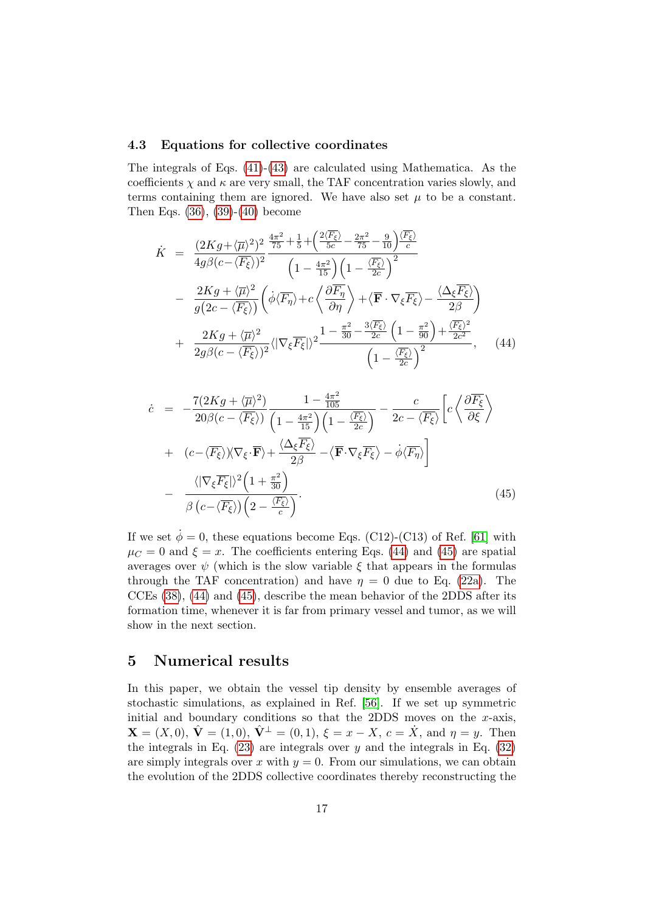### 4.3 Equations for collective coordinates

The integrals of Eqs. (41)-(43) are calculated using Mathematica. As the coefficients $\chi$ and $\kappa$ are very small, the TAF concentration varies slowly, and terms containing them are ignored. We have also set $\mu$ to be a constant. Then Eqs. (36), (39)-(40) become

$$
\begin{aligned}
\dot{K} &= \frac{(2Kg+\langle\overline{\mu}\rangle^2)^2}{4g\beta(c-\langle\overline{F_\xi}\rangle)^2} \frac{\frac{4\pi^2}{75}+\frac{1}{5}+\left(\frac{2\langle\overline{F_\xi}\rangle}{5c}-\frac{2\pi^2}{75}-\frac{9}{10}\right)\frac{\langle\overline{F_\xi}\rangle}{c}}{\left(1-\frac{4\pi^2}{15}\right)\left(1-\frac{\langle\overline{F_\xi}\rangle}{2c}\right)^2} \\
&- \frac{2Kg+\langle\overline{\mu}\rangle^2}{g\left(2c-\langle\overline{F_\xi}\rangle\right)}\left(\dot{\phi}\langle\overline{F_\eta}\rangle+c\left\langle\frac{\partial\overline{F_\eta}}{\partial\eta}\right\rangle+\langle\overline{\mathbf{F}}\cdot\nabla_\xi\overline{F_\xi}\rangle-\frac{\langle\Delta_\xi\overline{F_\xi}\rangle}{2\beta}\right) \\
&+ \frac{2Kg+\langle\overline{\mu}\rangle^2}{2g\beta(c-\langle\overline{F_\xi}\rangle)^2}\langle|\nabla_\xi\overline{F_\xi}|\rangle^2\frac{1-\frac{\pi^2}{30}-\frac{3\langle\overline{F_\xi}\rangle}{2c}\left(1-\frac{\pi^2}{90}\right)+\frac{\langle\overline{F_\xi}\rangle^2}{2c^2}}{\left(1-\frac{\langle\overline{F_\xi}\rangle}{2c}\right)^2},
\end{aligned}
\tag{44}
$$

$$
\begin{aligned}
\dot{c} &= -\frac{7(2Kg+\langle\overline{\mu}\rangle^2)}{20\beta(c-\langle\overline{F_\xi}\rangle)}\frac{1-\frac{4\pi^2}{105}}{\left(1-\frac{4\pi^2}{15}\right)\left(1-\frac{\langle\overline{F_\xi}\rangle}{2c}\right)}-\frac{c}{2c-\langle\overline{F_\xi}\rangle}\left[c\left\langle\frac{\partial\overline{F_\xi}}{\partial\xi}\right\rangle\right. \\
&+ \left.(c-\langle\overline{F_\xi}\rangle)\langle\nabla_\xi\cdot\overline{\mathbf{F}}\rangle+\frac{\langle\Delta_\xi\overline{F_\xi}\rangle}{2\beta}-\langle\overline{\mathbf{F}}\cdot\nabla_\xi\overline{F_\xi}\rangle-\dot{\phi}\langle\overline{F_\eta}\rangle\right] \\
&- \frac{\langle|\nabla_\xi\overline{F_\xi}|\rangle^2\left(1+\frac{\pi^2}{30}\right)}{\beta\left(c-\langle\overline{F_\xi}\rangle\right)\left(2-\frac{\langle\overline{F_\xi}\rangle}{c}\right)}.
\end{aligned}
\tag{45}
$$

If we set $\dot{\phi}=0$, these equations become Eqs. (C12)-(C13) of Ref. [61] with $\mu_C=0$ and $\xi=x$. The coefficients entering Eqs. (44) and (45) are spatial averages over $\psi$ (which is the slow variable $\xi$ that appears in the formulas through the TAF concentration) and have $\eta=0$ due to Eq. (22a). The CCEs (38), (44) and (45), describe the mean behavior of the 2DDS after its formation time, whenever it is far from primary vessel and tumor, as we will show in the next section.

## 5 Numerical results

In this paper, we obtain the vessel tip density by ensemble averages of stochastic simulations, as explained in Ref. [56]. If we set up symmetric initial and boundary conditions so that the 2DDS moves on the $x$-axis, $\mathbf{X}=(X,0)$, $\hat{\mathbf{V}}=(1,0)$, $\hat{\mathbf{V}}^\perp=(0,1)$, $\xi=x-X$, $c=\dot{X}$, and $\eta=y$. Then the integrals in Eq. (23) are integrals over $y$ and the integrals in Eq. (32) are simply integrals over $x$ with $y=0$. From our simulations, we can obtain the evolution of the 2DDS collective coordinates thereby reconstructing the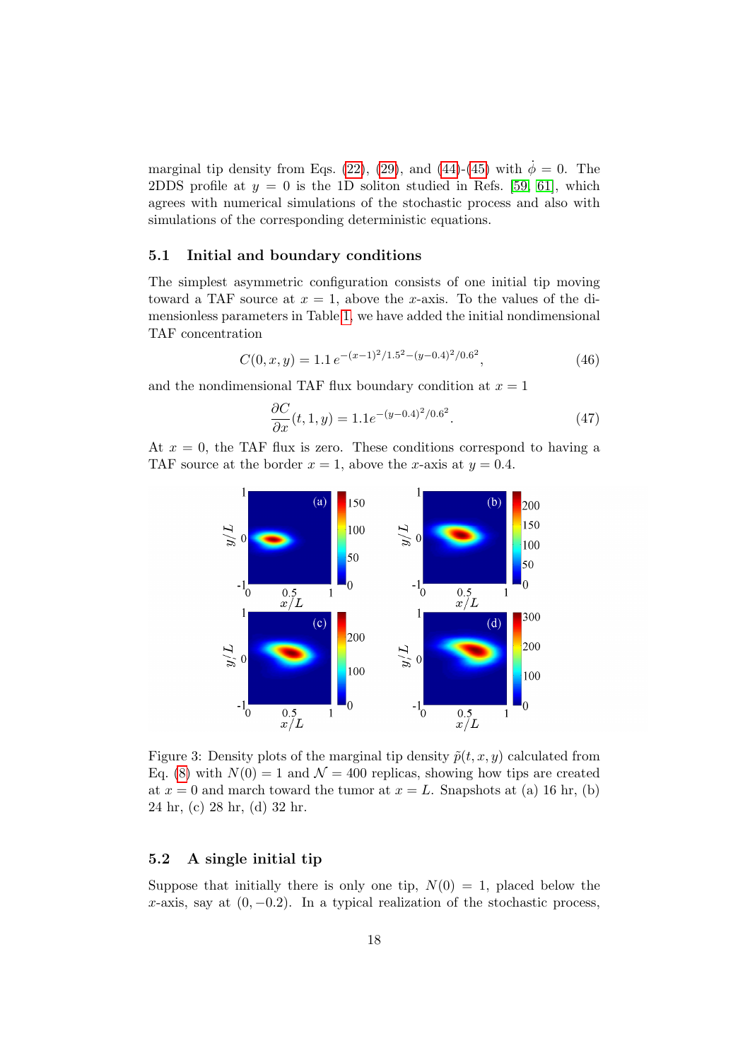marginal tip density from Eqs. (22), (29), and (44)-(45) with $\dot{\phi} = 0$. The 2DDS profile at $y = 0$ is the 1D soliton studied in Refs. [59, 61], which agrees with numerical simulations of the stochastic process and also with simulations of the corresponding deterministic equations.

### 5.1 Initial and boundary conditions

The simplest asymmetric configuration consists of one initial tip moving toward a TAF source at $x = 1$, above the $x$-axis. To the values of the dimensionless parameters in Table 1, we have added the initial nondimensional TAF concentration

$$C(0, x, y) = 1.1\, e^{-(x-1)^2/1.5^2-(y-0.4)^2/0.6^2}, \tag{46}$$

and the nondimensional TAF flux boundary condition at $x = 1$

$$\frac{\partial C}{\partial x}(t, 1, y) = 1.1 e^{-(y-0.4)^2/0.6^2}. \tag{47}$$

At $x = 0$, the TAF flux is zero. These conditions correspond to having a TAF source at the border $x = 1$, above the $x$-axis at $y = 0.4$.

Figure 3: Density plots of the marginal tip density $\tilde{p}(t, x, y)$ calculated from Eq. (8) with $N(0) = 1$ and $\mathcal{N} = 400$ replicas, showing how tips are created at $x = 0$ and march toward the tumor at $x = L$. Snapshots at (a) 16 hr, (b) 24 hr, (c) 28 hr, (d) 32 hr.

### 5.2 A single initial tip

Suppose that initially there is only one tip, $N(0) = 1$, placed below the $x$-axis, say at $(0, -0.2)$. In a typical realization of the stochastic process,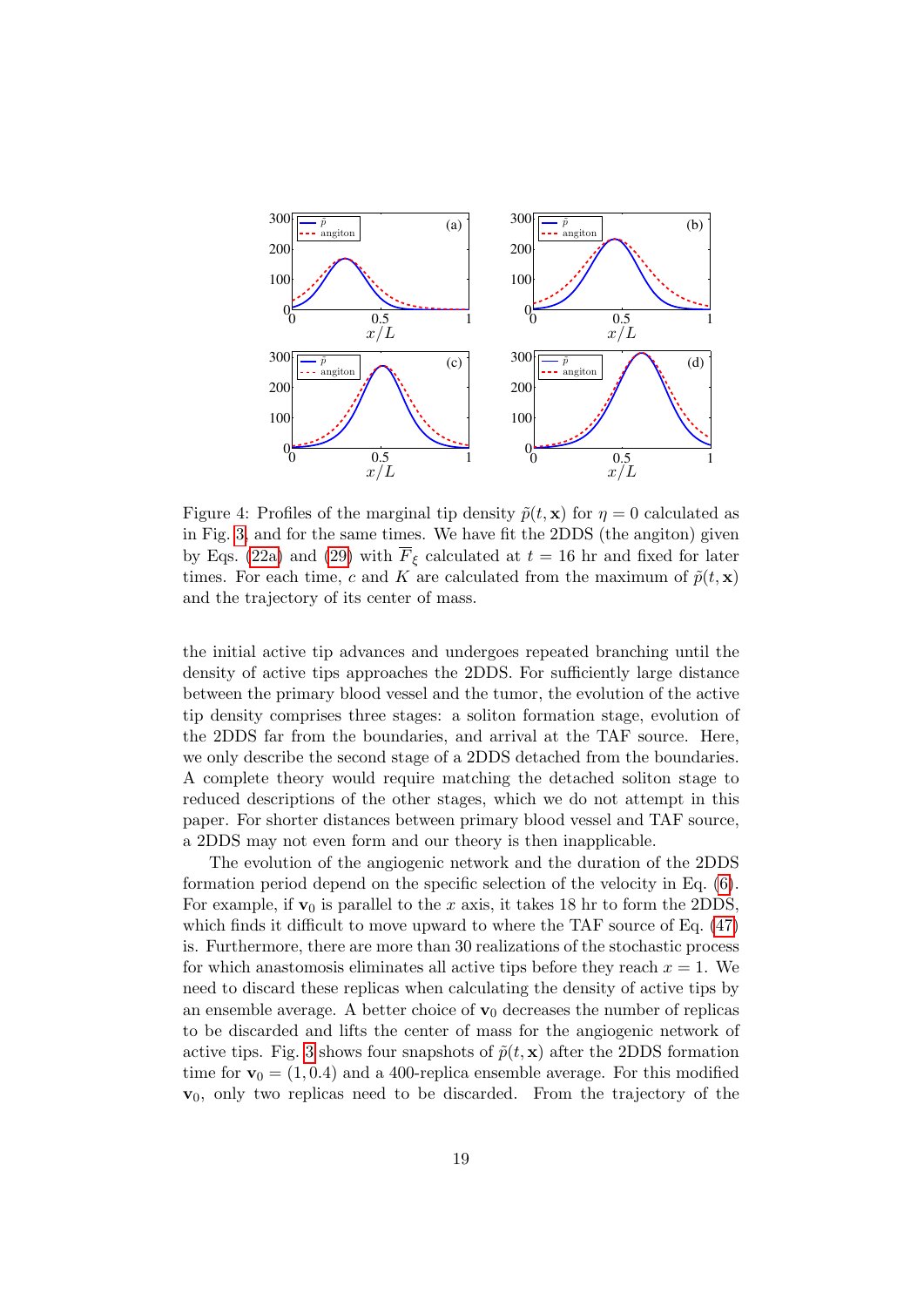Figure 4: Profiles of the marginal tip density $\tilde{p}(t, \mathbf{x})$ for $\eta = 0$ calculated as in Fig. 3, and for the same times. We have fit the 2DDS (the angiton) given by Eqs. (22a) and (29) with $\overline{F}_\xi$ calculated at $t = 16$ hr and fixed for later times. For each time, $c$ and $K$ are calculated from the maximum of $\tilde{p}(t, \mathbf{x})$ and the trajectory of its center of mass.

the initial active tip advances and undergoes repeated branching until the density of active tips approaches the 2DDS. For sufficiently large distance between the primary blood vessel and the tumor, the evolution of the active tip density comprises three stages: a soliton formation stage, evolution of the 2DDS far from the boundaries, and arrival at the TAF source. Here, we only describe the second stage of a 2DDS detached from the boundaries. A complete theory would require matching the detached soliton stage to reduced descriptions of the other stages, which we do not attempt in this paper. For shorter distances between primary blood vessel and TAF source, a 2DDS may not even form and our theory is then inapplicable.

The evolution of the angiogenic network and the duration of the 2DDS formation period depend on the specific selection of the velocity in Eq. (6). For example, if $\mathbf{v}_0$ is parallel to the $x$ axis, it takes 18 hr to form the 2DDS, which finds it difficult to move upward to where the TAF source of Eq. (47) is. Furthermore, there are more than 30 realizations of the stochastic process for which anastomosis eliminates all active tips before they reach $x = 1$. We need to discard these replicas when calculating the density of active tips by an ensemble average. A better choice of $\mathbf{v}_0$ decreases the number of replicas to be discarded and lifts the center of mass for the angiogenic network of active tips. Fig. 3 shows four snapshots of $\tilde{p}(t, \mathbf{x})$ after the 2DDS formation time for $\mathbf{v}_0 = (1, 0.4)$ and a 400-replica ensemble average. For this modified $\mathbf{v}_0$, only two replicas need to be discarded. From the trajectory of the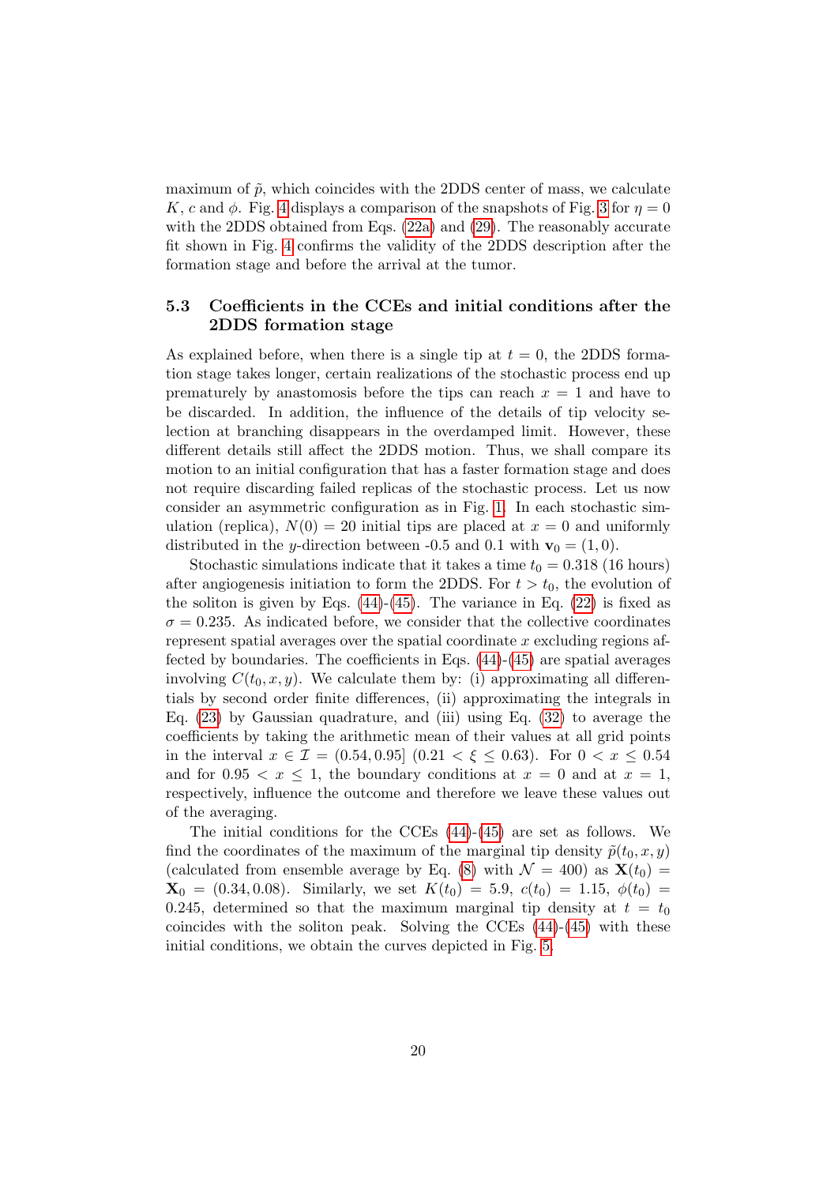maximum of $\tilde{p}$, which coincides with the 2DDS center of mass, we calculate $K$, $c$ and $\phi$. Fig. 4 displays a comparison of the snapshots of Fig. 3 for $\eta = 0$ with the 2DDS obtained from Eqs. (22a) and (29). The reasonably accurate fit shown in Fig. 4 confirms the validity of the 2DDS description after the formation stage and before the arrival at the tumor.

### 5.3 Coefficients in the CCEs and initial conditions after the 2DDS formation stage

As explained before, when there is a single tip at $t = 0$, the 2DDS formation stage takes longer, certain realizations of the stochastic process end up prematurely by anastomosis before the tips can reach $x = 1$ and have to be discarded. In addition, the influence of the details of tip velocity selection at branching disappears in the overdamped limit. However, these different details still affect the 2DDS motion. Thus, we shall compare its motion to an initial configuration that has a faster formation stage and does not require discarding failed replicas of the stochastic process. Let us now consider an asymmetric configuration as in Fig. 1. In each stochastic simulation (replica), $N(0) = 20$ initial tips are placed at $x = 0$ and uniformly distributed in the $y$-direction between -0.5 and 0.1 with $\mathbf{v}_0 = (1, 0)$.

Stochastic simulations indicate that it takes a time $t_0 = 0.318$ (16 hours) after angiogenesis initiation to form the 2DDS. For $t > t_0$, the evolution of the soliton is given by Eqs. (44)-(45). The variance in Eq. (22) is fixed as $\sigma = 0.235$. As indicated before, we consider that the collective coordinates represent spatial averages over the spatial coordinate $x$ excluding regions affected by boundaries. The coefficients in Eqs. (44)-(45) are spatial averages involving $C(t_0, x, y)$. We calculate them by: (i) approximating all differentials by second order finite differences, (ii) approximating the integrals in Eq. (23) by Gaussian quadrature, and (iii) using Eq. (32) to average the coefficients by taking the arithmetic mean of their values at all grid points in the interval $x \in \mathcal{I} = (0.54, 0.95]$ $(0.21 < \xi \leq 0.63)$. For $0 < x \leq 0.54$ and for $0.95 < x \leq 1$, the boundary conditions at $x = 0$ and at $x = 1$, respectively, influence the outcome and therefore we leave these values out of the averaging.

The initial conditions for the CCEs (44)-(45) are set as follows. We find the coordinates of the maximum of the marginal tip density $\tilde{p}(t_0, x, y)$ (calculated from ensemble average by Eq. (8) with $\mathcal{N} = 400$) as $\mathbf{X}(t_0) = \mathbf{X}_0 = (0.34, 0.08)$. Similarly, we set $K(t_0) = 5.9$, $c(t_0) = 1.15$, $\phi(t_0) = 0.245$, determined so that the maximum marginal tip density at $t = t_0$ coincides with the soliton peak. Solving the CCEs (44)-(45) with these initial conditions, we obtain the curves depicted in Fig. 5.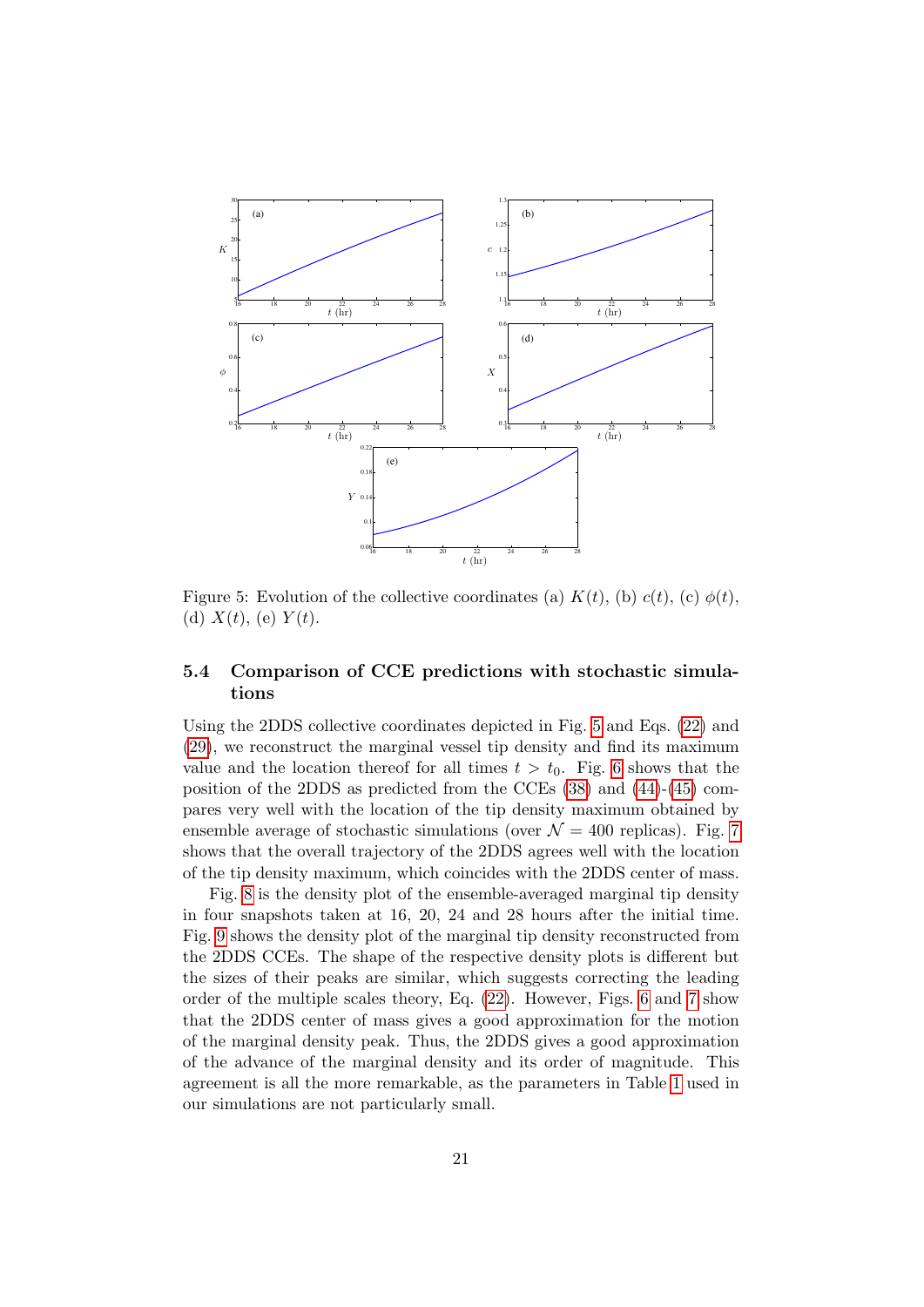Figure 5: Evolution of the collective coordinates (a) $K(t)$, (b) $c(t)$, (c) $\phi(t)$, (d) $X(t)$, (e) $Y(t)$.

### 5.4 Comparison of CCE predictions with stochastic simulations

Using the 2DDS collective coordinates depicted in Fig. 5 and Eqs. (22) and (29), we reconstruct the marginal vessel tip density and find its maximum value and the location thereof for all times $t > t_0$. Fig. 6 shows that the position of the 2DDS as predicted from the CCEs (38) and (44)-(45) compares very well with the location of the tip density maximum obtained by ensemble average of stochastic simulations (over $\mathcal{N} = 400$ replicas). Fig. 7 shows that the overall trajectory of the 2DDS agrees well with the location of the tip density maximum, which coincides with the 2DDS center of mass.

Fig. 8 is the density plot of the ensemble-averaged marginal tip density in four snapshots taken at 16, 20, 24 and 28 hours after the initial time. Fig. 9 shows the density plot of the marginal tip density reconstructed from the 2DDS CCEs. The shape of the respective density plots is different but the sizes of their peaks are similar, which suggests correcting the leading order of the multiple scales theory, Eq. (22). However, Figs. 6 and 7 show that the 2DDS center of mass gives a good approximation for the motion of the marginal density peak. Thus, the 2DDS gives a good approximation of the advance of the marginal density and its order of magnitude. This agreement is all the more remarkable, as the parameters in Table 1 used in our simulations are not particularly small.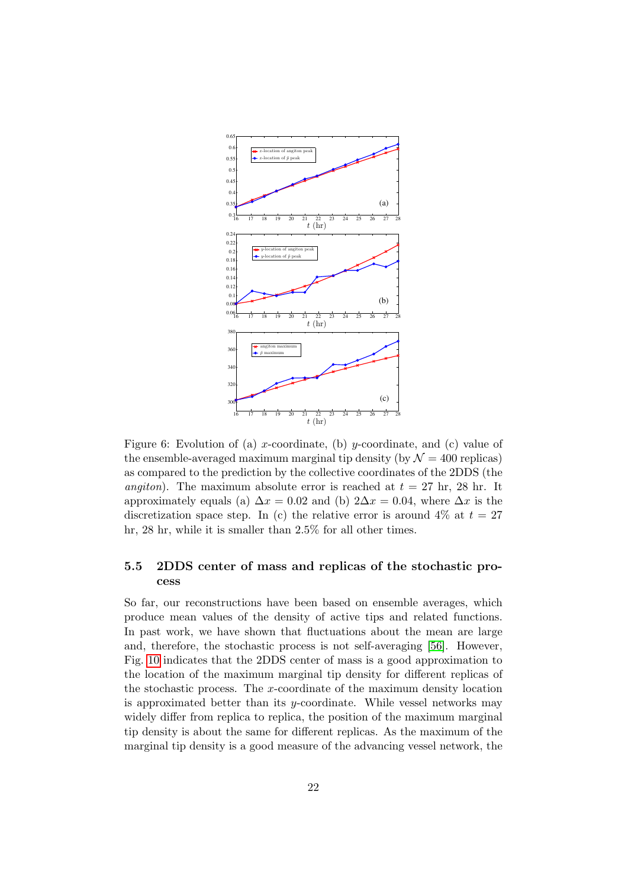Figure 6: Evolution of (a) $x$-coordinate, (b) $y$-coordinate, and (c) value of the ensemble-averaged maximum marginal tip density (by $\mathcal{N} = 400$ replicas) as compared to the prediction by the collective coordinates of the 2DDS (the *angiton*). The maximum absolute error is reached at $t = 27$ hr, 28 hr. It approximately equals (a) $\Delta x = 0.02$ and (b) $2\Delta x = 0.04$, where $\Delta x$ is the discretization space step. In (c) the relative error is around 4% at $t = 27$ hr, 28 hr, while it is smaller than 2.5% for all other times.

### 5.5 2DDS center of mass and replicas of the stochastic process

So far, our reconstructions have been based on ensemble averages, which produce mean values of the density of active tips and related functions. In past work, we have shown that fluctuations about the mean are large and, therefore, the stochastic process is not self-averaging [56]. However, Fig. 10 indicates that the 2DDS center of mass is a good approximation to the location of the maximum marginal tip density for different replicas of the stochastic process. The $x$-coordinate of the maximum density location is approximated better than its $y$-coordinate. While vessel networks may widely differ from replica to replica, the position of the maximum marginal tip density is about the same for different replicas. As the maximum of the marginal tip density is a good measure of the advancing vessel network, the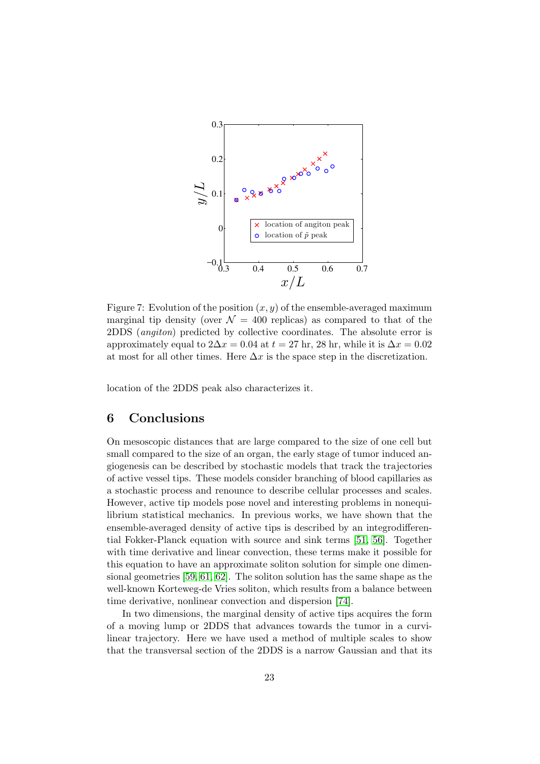Figure 7: Evolution of the position $(x, y)$ of the ensemble-averaged maximum marginal tip density (over $\mathcal{N} = 400$ replicas) as compared to that of the 2DDS (*angiton*) predicted by collective coordinates. The absolute error is approximately equal to $2\Delta x = 0.04$ at $t = 27$ hr, 28 hr, while it is $\Delta x = 0.02$ at most for all other times. Here $\Delta x$ is the space step in the discretization.

location of the 2DDS peak also characterizes it.

## 6 Conclusions

On mesoscopic distances that are large compared to the size of one cell but small compared to the size of an organ, the early stage of tumor induced angiogenesis can be described by stochastic models that track the trajectories of active vessel tips. These models consider branching of blood capillaries as a stochastic process and renounce to describe cellular processes and scales. However, active tip models pose novel and interesting problems in nonequilibrium statistical mechanics. In previous works, we have shown that the ensemble-averaged density of active tips is described by an integrodifferential Fokker-Planck equation with source and sink terms [51, 56]. Together with time derivative and linear convection, these terms make it possible for this equation to have an approximate soliton solution for simple one dimensional geometries [59, 61, 62]. The soliton solution has the same shape as the well-known Korteweg-de Vries soliton, which results from a balance between time derivative, nonlinear convection and dispersion [74].

In two dimensions, the marginal density of active tips acquires the form of a moving lump or 2DDS that advances towards the tumor in a curvilinear trajectory. Here we have used a method of multiple scales to show that the transversal section of the 2DDS is a narrow Gaussian and that its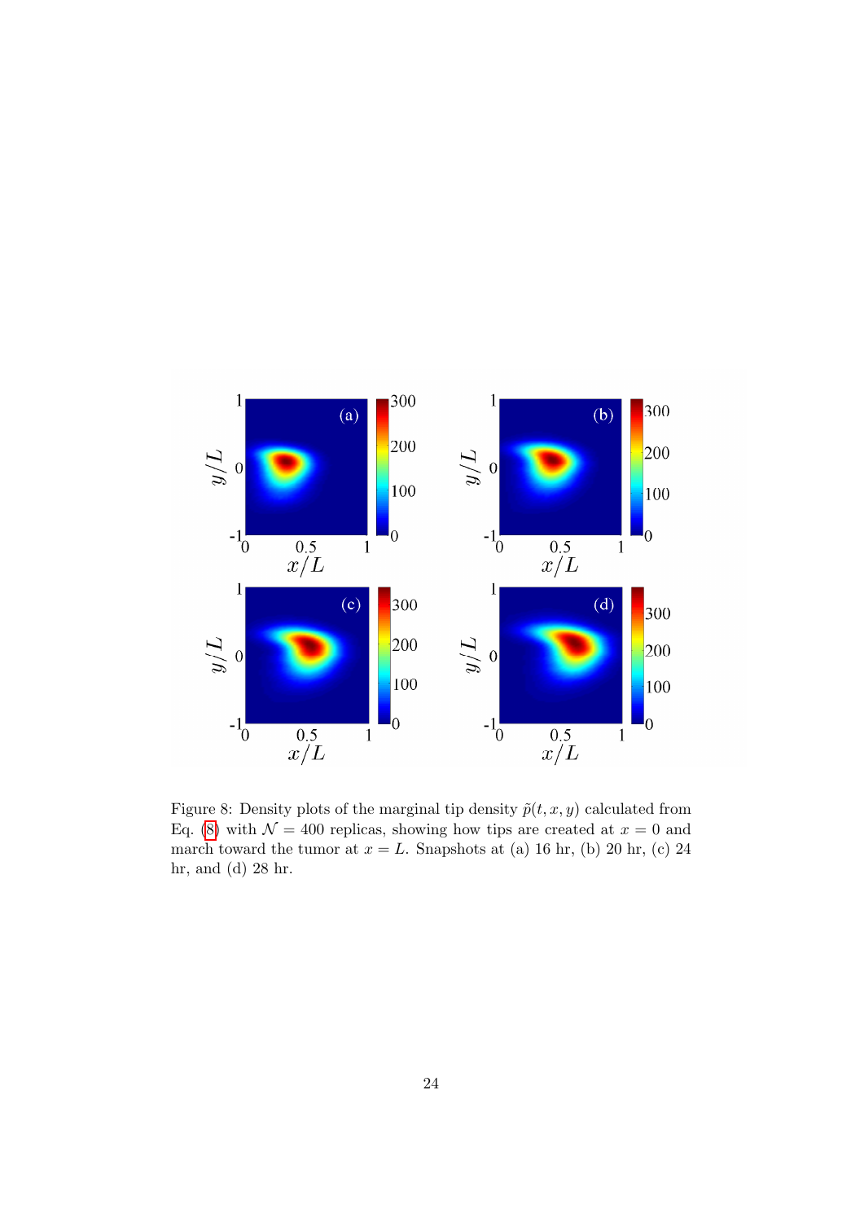Figure 8: Density plots of the marginal tip density $\tilde{p}(t, x, y)$ calculated from Eq. (8) with $\mathcal{N} = 400$ replicas, showing how tips are created at $x = 0$ and march toward the tumor at $x = L$. Snapshots at (a) 16 hr, (b) 20 hr, (c) 24 hr, and (d) 28 hr.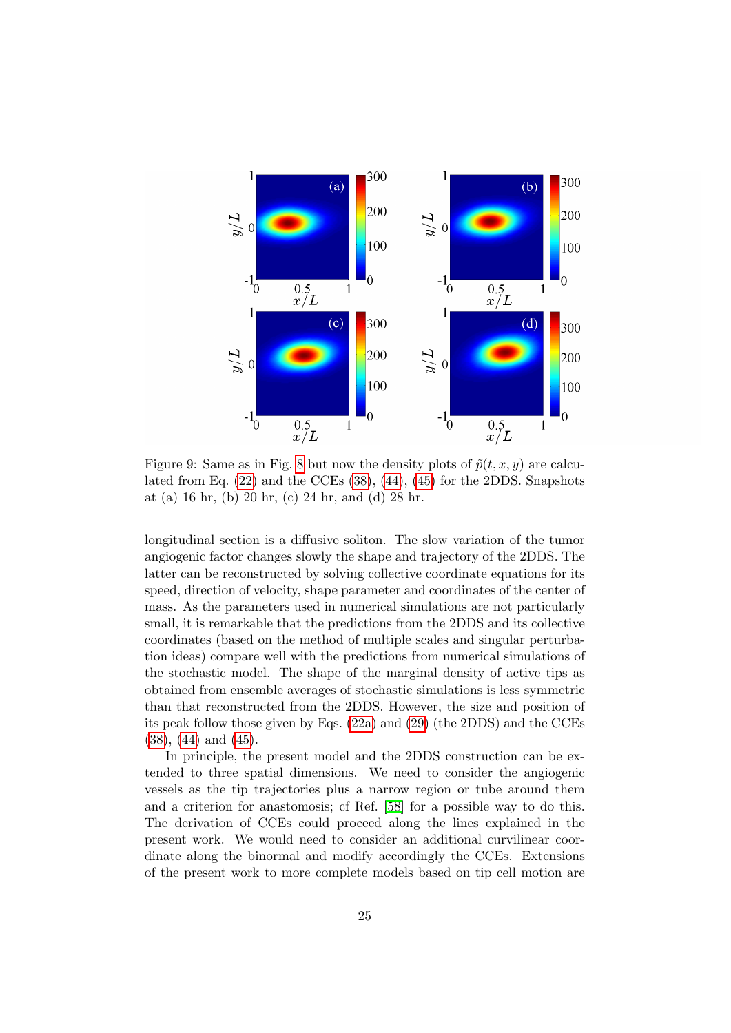Figure 9: Same as in Fig. 8 but now the density plots of $\tilde{p}(t, x, y)$ are calculated from Eq. (22) and the CCEs (38), (44), (45) for the 2DDS. Snapshots at (a) 16 hr, (b) 20 hr, (c) 24 hr, and (d) 28 hr.

longitudinal section is a diffusive soliton. The slow variation of the tumor angiogenic factor changes slowly the shape and trajectory of the 2DDS. The latter can be reconstructed by solving collective coordinate equations for its speed, direction of velocity, shape parameter and coordinates of the center of mass. As the parameters used in numerical simulations are not particularly small, it is remarkable that the predictions from the 2DDS and its collective coordinates (based on the method of multiple scales and singular perturbation ideas) compare well with the predictions from numerical simulations of the stochastic model. The shape of the marginal density of active tips as obtained from ensemble averages of stochastic simulations is less symmetric than that reconstructed from the 2DDS. However, the size and position of its peak follow those given by Eqs. (22a) and (29) (the 2DDS) and the CCEs (38), (44) and (45).

In principle, the present model and the 2DDS construction can be extended to three spatial dimensions. We need to consider the angiogenic vessels as the tip trajectories plus a narrow region or tube around them and a criterion for anastomosis; cf Ref. [58] for a possible way to do this. The derivation of CCEs could proceed along the lines explained in the present work. We would need to consider an additional curvilinear coordinate along the binormal and modify accordingly the CCEs. Extensions of the present work to more complete models based on tip cell motion are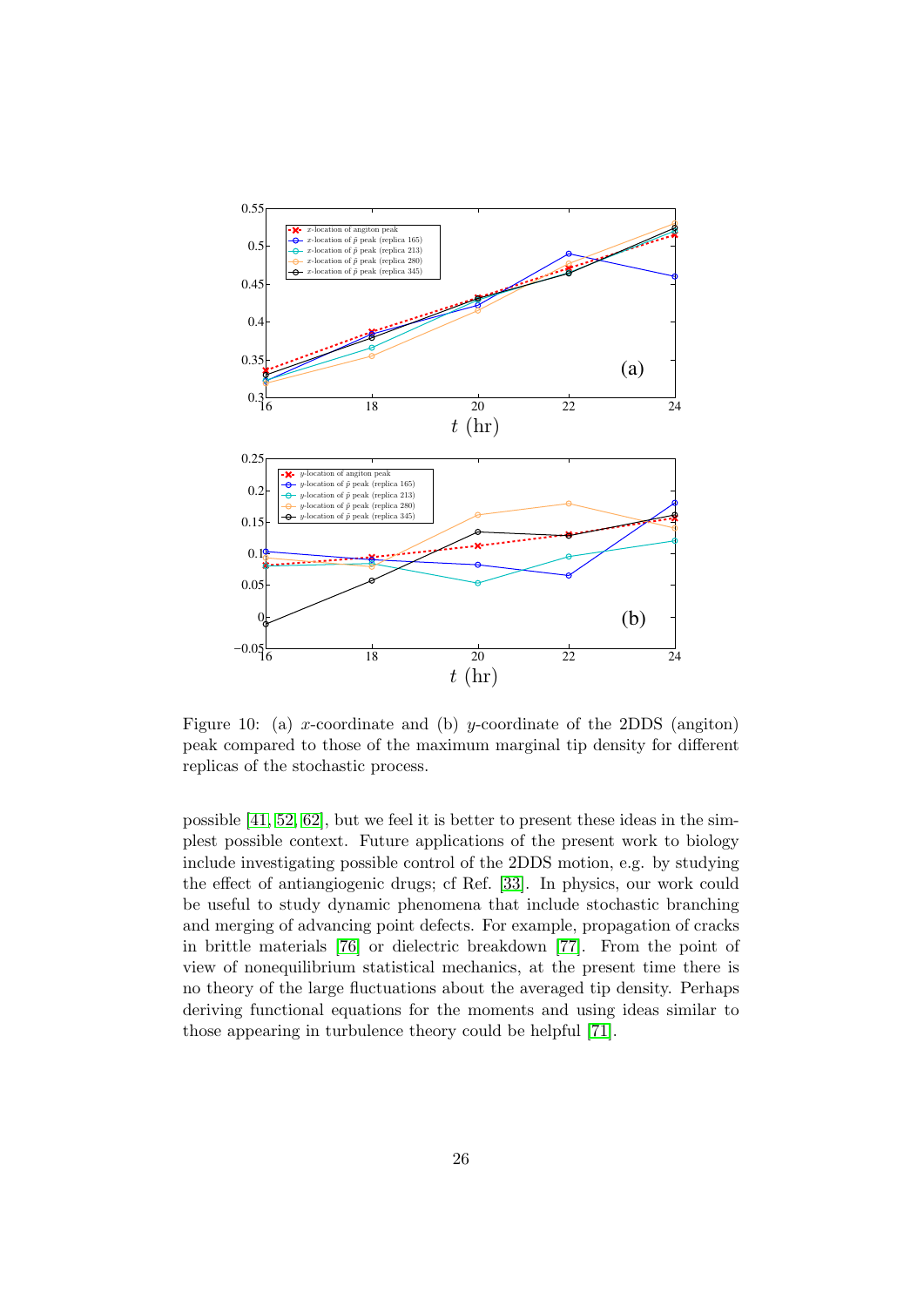Figure 10: (a) $x$-coordinate and (b) $y$-coordinate of the 2DDS (angiton) peak compared to those of the maximum marginal tip density for different replicas of the stochastic process.

possible [41, 52, 62], but we feel it is better to present these ideas in the simplest possible context. Future applications of the present work to biology include investigating possible control of the 2DDS motion, e.g. by studying the effect of antiangiogenic drugs; cf Ref. [33]. In physics, our work could be useful to study dynamic phenomena that include stochastic branching and merging of advancing point defects. For example, propagation of cracks in brittle materials [76] or dielectric breakdown [77]. From the point of view of nonequilibrium statistical mechanics, at the present time there is no theory of the large fluctuations about the averaged tip density. Perhaps deriving functional equations for the moments and using ideas similar to those appearing in turbulence theory could be helpful [71].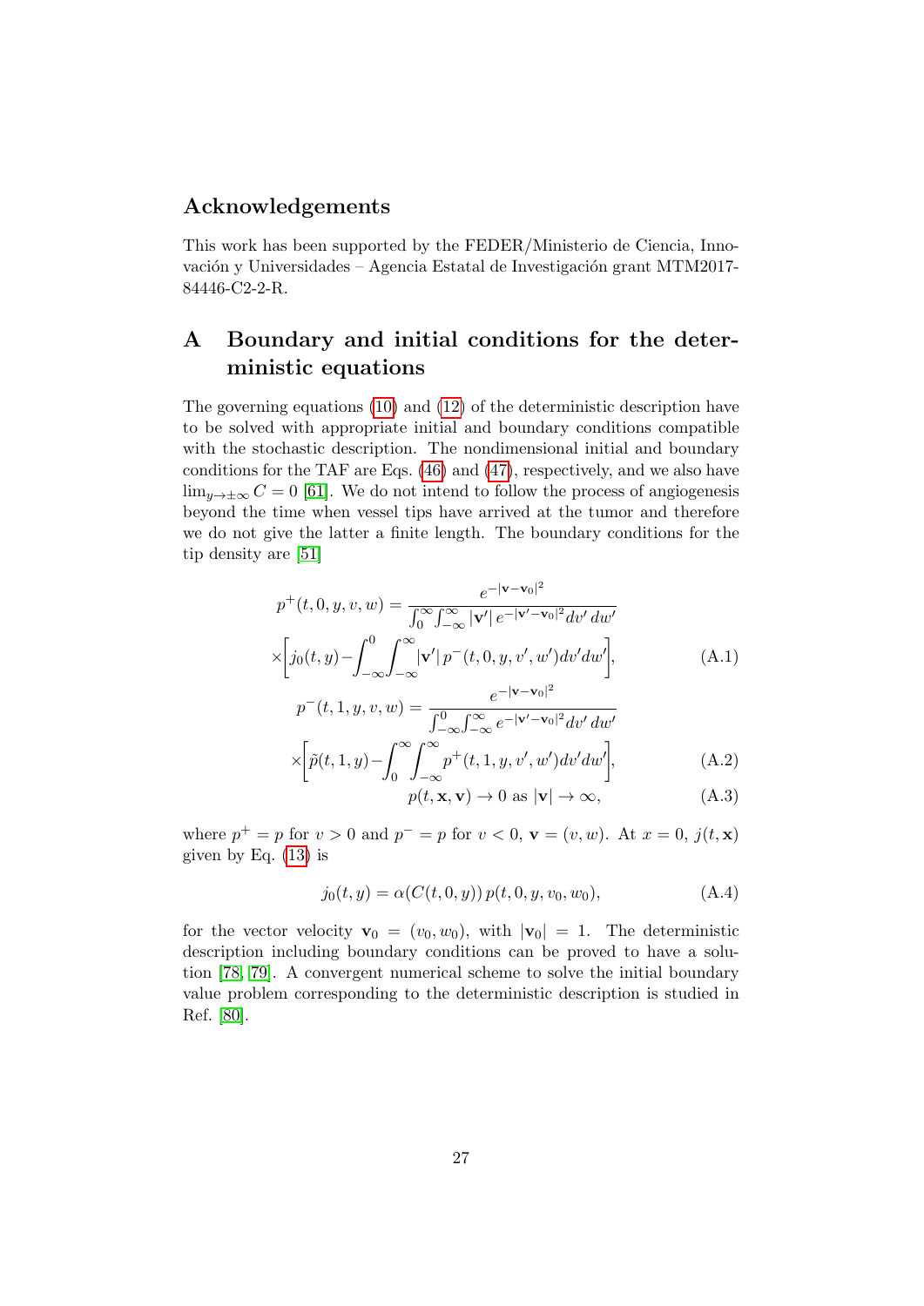## Acknowledgements

This work has been supported by the FEDER/Ministerio de Ciencia, Innovación y Universidades – Agencia Estatal de Investigación grant MTM2017-84446-C2-2-R.

## A Boundary and initial conditions for the deterministic equations

The governing equations (10) and (12) of the deterministic description have to be solved with appropriate initial and boundary conditions compatible with the stochastic description. The nondimensional initial and boundary conditions for the TAF are Eqs. (46) and (47), respectively, and we also have $\lim_{y\to\pm\infty} C = 0$ [61]. We do not intend to follow the process of angiogenesis beyond the time when vessel tips have arrived at the tumor and therefore we do not give the latter a finite length. The boundary conditions for the tip density are [51]

$$p^+(t,0,y,v,w) = \frac{e^{-|\mathbf{v}-\mathbf{v}_0|^2}}{\int_0^\infty\int_{-\infty}^\infty |\mathbf{v}'|\, e^{-|\mathbf{v}'-\mathbf{v}_0|^2} dv'\, dw'} \times\left[j_0(t,y) - \int_{-\infty}^0\int_{-\infty}^\infty |\mathbf{v}'|\, p^-(t,0,y,v',w') dv' dw'\right], \tag{A.1}$$

$$p^-(t,1,y,v,w) = \frac{e^{-|\mathbf{v}-\mathbf{v}_0|^2}}{\int_{-\infty}^0\int_{-\infty}^\infty e^{-|\mathbf{v}'-\mathbf{v}_0|^2} dv'\, dw'} \times\left[\tilde{p}(t,1,y) - \int_0^\infty\int_{-\infty}^\infty p^+(t,1,y,v',w') dv' dw'\right], \tag{A.2}$$

$$p(t,\mathbf{x},\mathbf{v}) \to 0 \text{ as } |\mathbf{v}| \to \infty, \tag{A.3}$$

where $p^+ = p$ for $v > 0$ and $p^- = p$ for $v < 0$, $\mathbf{v} = (v, w)$. At $x = 0$, $j(t,\mathbf{x})$ given by Eq. (13) is

$$j_0(t,y) = \alpha(C(t,0,y))\, p(t,0,y,v_0,w_0), \tag{A.4}$$

for the vector velocity $\mathbf{v}_0 = (v_0, w_0)$, with $|\mathbf{v}_0| = 1$. The deterministic description including boundary conditions can be proved to have a solution [78, 79]. A convergent numerical scheme to solve the initial boundary value problem corresponding to the deterministic description is studied in Ref. [80].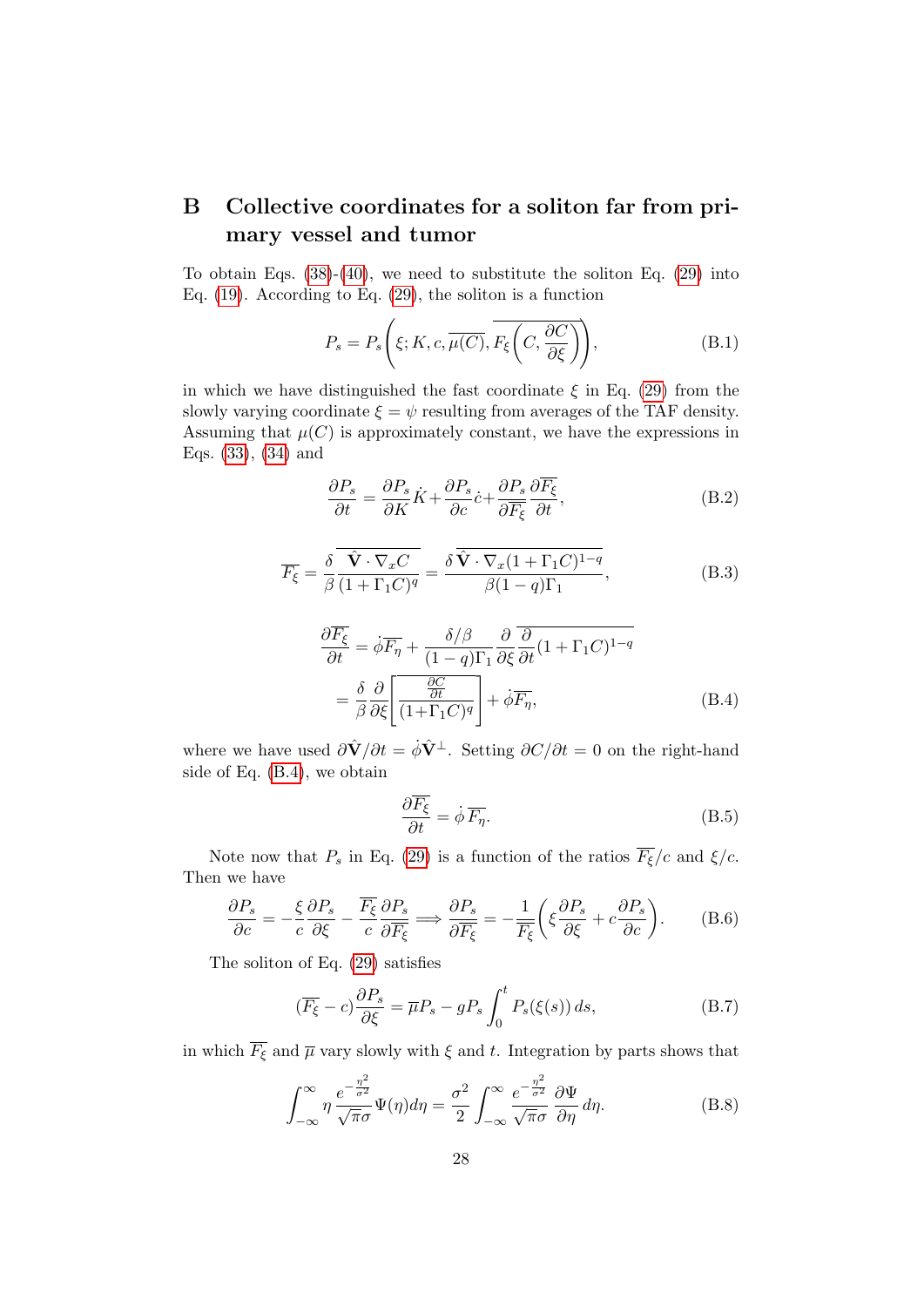## B Collective coordinates for a soliton far from primary vessel and tumor

To obtain Eqs. (38)-(40), we need to substitute the soliton Eq. (29) into Eq. (19). According to Eq. (29), the soliton is a function

$$P_s = P_s\left(\xi; K, c, \overline{\mu(C)}, \overline{F_\xi\left(C, \frac{\partial C}{\partial \xi}\right)}\right), \tag{B.1}$$

in which we have distinguished the fast coordinate $\xi$ in Eq. (29) from the slowly varying coordinate $\xi = \psi$ resulting from averages of the TAF density. Assuming that $\mu(C)$ is approximately constant, we have the expressions in Eqs. (33), (34) and

$$\frac{\partial P_s}{\partial t} = \frac{\partial P_s}{\partial K}\dot{K} + \frac{\partial P_s}{\partial c}\dot{c} + \frac{\partial P_s}{\partial \overline{F_\xi}}\frac{\partial \overline{F_\xi}}{\partial t}, \tag{B.2}$$

$$\overline{F_\xi} = \frac{\delta}{\beta}\overline{\frac{\hat{\mathbf{V}}\cdot\nabla_x C}{(1+\Gamma_1 C)^q}} = \frac{\delta\,\overline{\hat{\mathbf{V}}\cdot\nabla_x(1+\Gamma_1 C)^{1-q}}}{\beta(1-q)\Gamma_1}, \tag{B.3}$$

$$\begin{aligned}\frac{\partial \overline{F_\xi}}{\partial t} &= \dot{\phi}\overline{F_\eta} + \frac{\delta/\beta}{(1-q)\Gamma_1}\frac{\partial}{\partial \xi}\overline{\frac{\partial}{\partial t}(1+\Gamma_1 C)^{1-q}} \\ &= \frac{\delta}{\beta}\frac{\partial}{\partial \xi}\left[\overline{\frac{\frac{\partial C}{\partial t}}{(1+\Gamma_1 C)^q}}\right] + \dot{\phi}\overline{F_\eta},\end{aligned} \tag{B.4}$$

where we have used $\partial\hat{\mathbf{V}}/\partial t = \dot{\phi}\hat{\mathbf{V}}^\perp$. Setting $\partial C/\partial t = 0$ on the right-hand side of Eq. (B.4), we obtain

$$\frac{\partial \overline{F_\xi}}{\partial t} = \dot{\phi}\,\overline{F_\eta}. \tag{B.5}$$

Note now that $P_s$ in Eq. (29) is a function of the ratios $\overline{F_\xi}/c$ and $\xi/c$. Then we have

$$\frac{\partial P_s}{\partial c} = -\frac{\xi}{c}\frac{\partial P_s}{\partial \xi} - \frac{\overline{F_\xi}}{c}\frac{\partial P_s}{\partial \overline{F_\xi}} \Longrightarrow \frac{\partial P_s}{\partial \overline{F_\xi}} = -\frac{1}{\overline{F_\xi}}\left(\xi\frac{\partial P_s}{\partial \xi} + c\frac{\partial P_s}{\partial c}\right). \tag{B.6}$$

The soliton of Eq. (29) satisfies

$$(\overline{F_\xi} - c)\frac{\partial P_s}{\partial \xi} = \overline{\mu}P_s - gP_s\int_0^t P_s(\xi(s))\,ds, \tag{B.7}$$

in which $\overline{F_\xi}$ and $\overline{\mu}$ vary slowly with $\xi$ and $t$. Integration by parts shows that

$$\int_{-\infty}^{\infty}\eta\,\frac{e^{-\frac{\eta^2}{\sigma^2}}}{\sqrt{\pi}\sigma}\Psi(\eta)d\eta = \frac{\sigma^2}{2}\int_{-\infty}^{\infty}\frac{e^{-\frac{\eta^2}{\sigma^2}}}{\sqrt{\pi}\sigma}\frac{\partial \Psi}{\partial \eta}\,d\eta. \tag{B.8}$$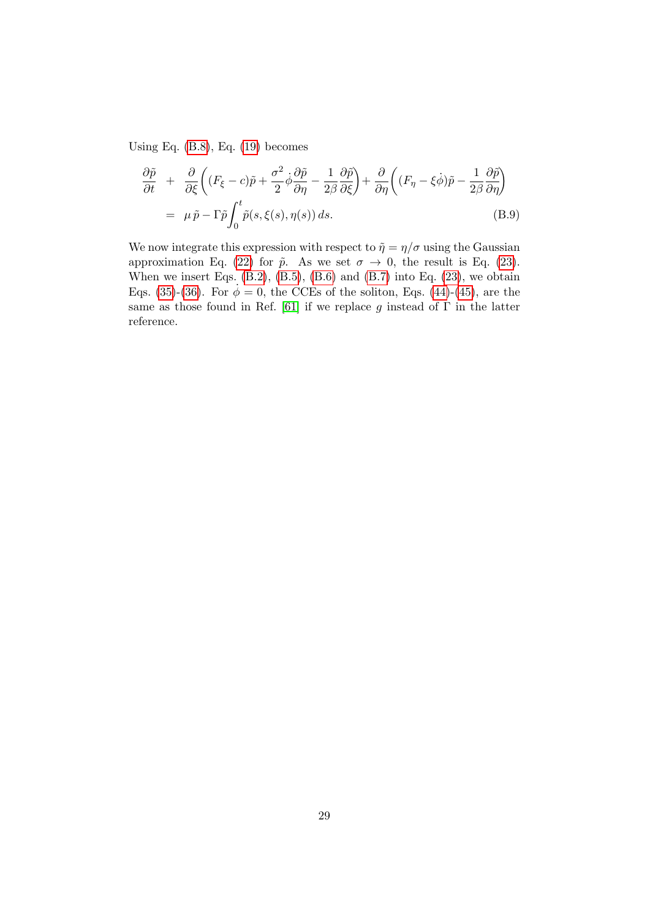Using Eq. (B.8), Eq. (19) becomes

$$
\begin{aligned}
\frac{\partial \tilde{p}}{\partial t} \;&+\; \frac{\partial}{\partial \xi}\left((F_\xi - c)\tilde{p} + \frac{\sigma^2}{2}\dot{\phi}\frac{\partial \tilde{p}}{\partial \eta} - \frac{1}{2\beta}\frac{\partial \tilde{p}}{\partial \xi}\right) + \frac{\partial}{\partial \eta}\left((F_\eta - \xi\dot{\phi})\tilde{p} - \frac{1}{2\beta}\frac{\partial \tilde{p}}{\partial \eta}\right) \\
&= \mu\,\tilde{p} - \Gamma\tilde{p}\int_0^t \tilde{p}(s,\xi(s),\eta(s))\,ds.
\end{aligned}
\tag{B.9}
$$

We now integrate this expression with respect to $\tilde{\eta} = \eta/\sigma$ using the Gaussian approximation Eq. (22) for $\tilde{p}$. As we set $\sigma \to 0$, the result is Eq. (23). When we insert Eqs. (B.2), (B.5), (B.6) and (B.7) into Eq. (23), we obtain Eqs. (35)-(36). For $\dot{\phi} = 0$, the CCEs of the soliton, Eqs. (44)-(45), are the same as those found in Ref. [61] if we replace $g$ instead of $\Gamma$ in the latter reference.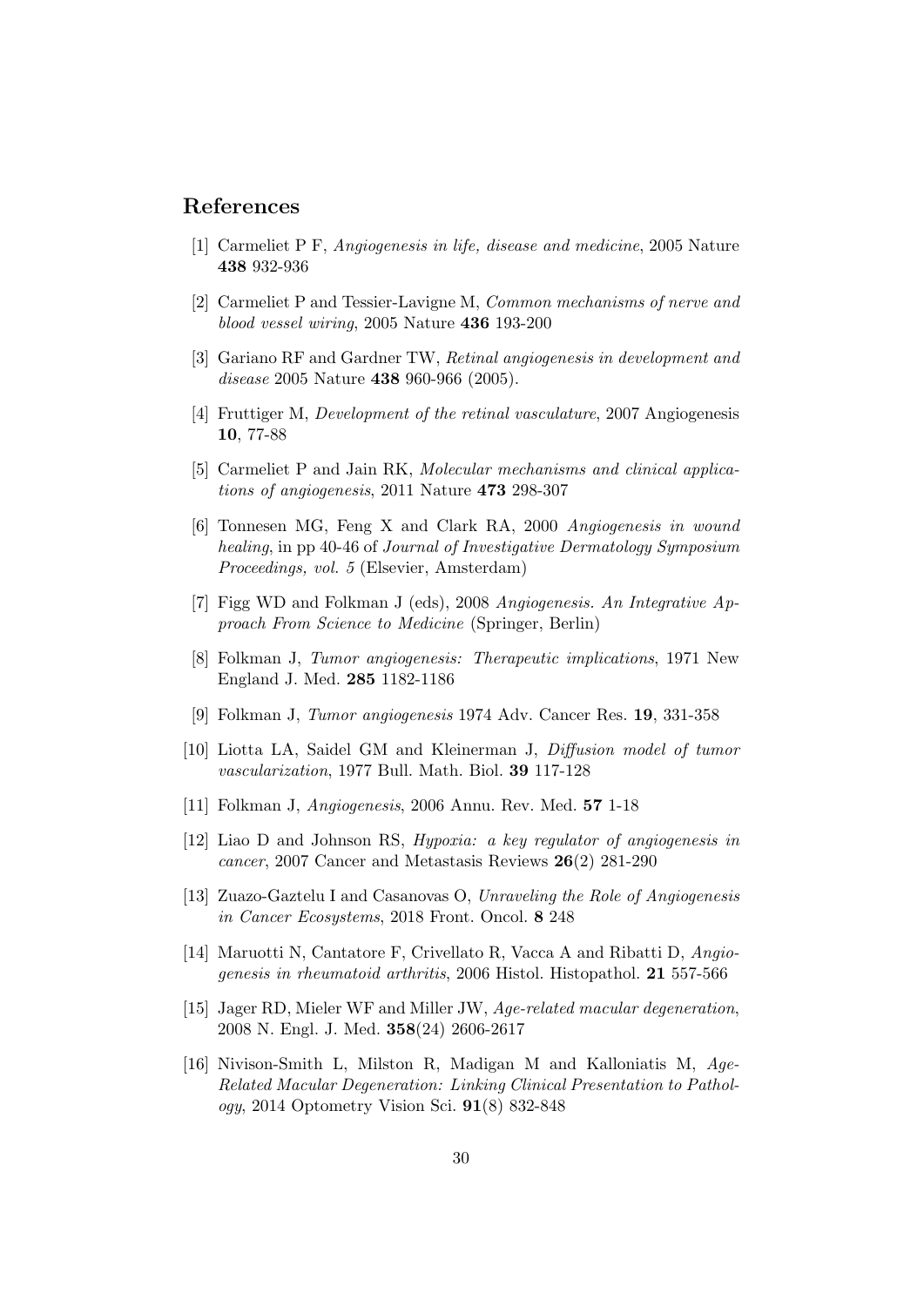## References

[1] Carmeliet P F, *Angiogenesis in life, disease and medicine*, 2005 Nature **438** 932-936

[2] Carmeliet P and Tessier-Lavigne M, *Common mechanisms of nerve and blood vessel wiring*, 2005 Nature **436** 193-200

[3] Gariano RF and Gardner TW, *Retinal angiogenesis in development and disease* 2005 Nature **438** 960-966 (2005).

[4] Fruttiger M, *Development of the retinal vasculature*, 2007 Angiogenesis **10**, 77-88

[5] Carmeliet P and Jain RK, *Molecular mechanisms and clinical applications of angiogenesis*, 2011 Nature **473** 298-307

[6] Tonnesen MG, Feng X and Clark RA, 2000 *Angiogenesis in wound healing*, in pp 40-46 of *Journal of Investigative Dermatology Symposium Proceedings, vol. 5* (Elsevier, Amsterdam)

[7] Figg WD and Folkman J (eds), 2008 *Angiogenesis. An Integrative Approach From Science to Medicine* (Springer, Berlin)

[8] Folkman J, *Tumor angiogenesis: Therapeutic implications*, 1971 New England J. Med. **285** 1182-1186

[9] Folkman J, *Tumor angiogenesis* 1974 Adv. Cancer Res. **19**, 331-358

[10] Liotta LA, Saidel GM and Kleinerman J, *Diffusion model of tumor vascularization*, 1977 Bull. Math. Biol. **39** 117-128

[11] Folkman J, *Angiogenesis*, 2006 Annu. Rev. Med. **57** 1-18

[12] Liao D and Johnson RS, *Hypoxia: a key regulator of angiogenesis in cancer*, 2007 Cancer and Metastasis Reviews **26**(2) 281-290

[13] Zuazo-Gaztelu I and Casanovas O, *Unraveling the Role of Angiogenesis in Cancer Ecosystems*, 2018 Front. Oncol. **8** 248

[14] Maruotti N, Cantatore F, Crivellato R, Vacca A and Ribatti D, *Angiogenesis in rheumatoid arthritis*, 2006 Histol. Histopathol. **21** 557-566

[15] Jager RD, Mieler WF and Miller JW, *Age-related macular degeneration*, 2008 N. Engl. J. Med. **358**(24) 2606-2617

[16] Nivison-Smith L, Milston R, Madigan M and Kalloniatis M, *Age-Related Macular Degeneration: Linking Clinical Presentation to Pathology*, 2014 Optometry Vision Sci. **91**(8) 832-848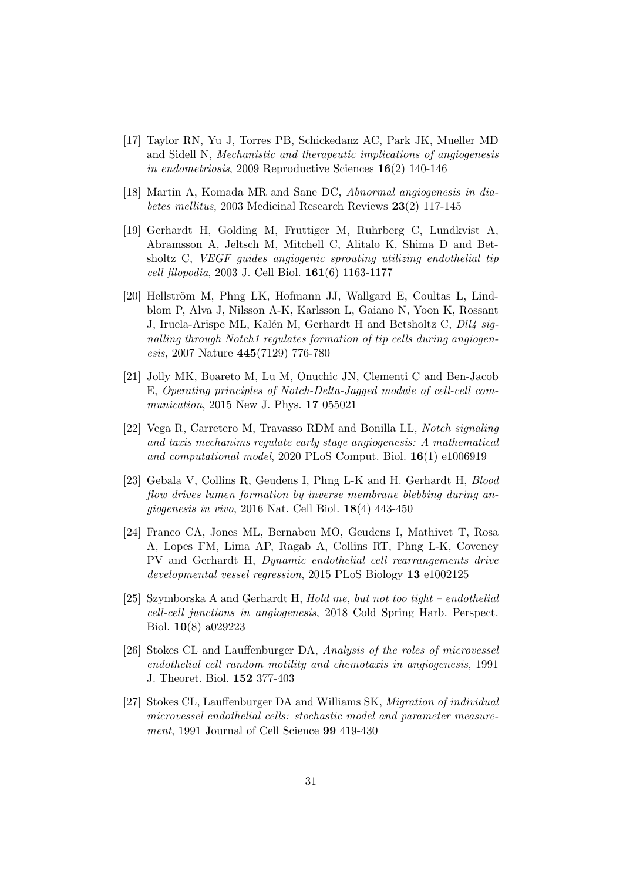[17] Taylor RN, Yu J, Torres PB, Schickedanz AC, Park JK, Mueller MD and Sidell N, *Mechanistic and therapeutic implications of angiogenesis in endometriosis*, 2009 Reproductive Sciences **16**(2) 140-146

[18] Martin A, Komada MR and Sane DC, *Abnormal angiogenesis in diabetes mellitus*, 2003 Medicinal Research Reviews **23**(2) 117-145

[19] Gerhardt H, Golding M, Fruttiger M, Ruhrberg C, Lundkvist A, Abramsson A, Jeltsch M, Mitchell C, Alitalo K, Shima D and Betsholtz C, *VEGF guides angiogenic sprouting utilizing endothelial tip cell filopodia*, 2003 J. Cell Biol. **161**(6) 1163-1177

[20] Hellström M, Phng LK, Hofmann JJ, Wallgard E, Coultas L, Lindblom P, Alva J, Nilsson A-K, Karlsson L, Gaiano N, Yoon K, Rossant J, Iruela-Arispe ML, Kalén M, Gerhardt H and Betsholtz C, *Dll4 signalling through Notch1 regulates formation of tip cells during angiogenesis*, 2007 Nature **445**(7129) 776-780

[21] Jolly MK, Boareto M, Lu M, Onuchic JN, Clementi C and Ben-Jacob E, *Operating principles of Notch-Delta-Jagged module of cell-cell communication*, 2015 New J. Phys. **17** 055021

[22] Vega R, Carretero M, Travasso RDM and Bonilla LL, *Notch signaling and taxis mechanims regulate early stage angiogenesis: A mathematical and computational model*, 2020 PLoS Comput. Biol. **16**(1) e1006919

[23] Gebala V, Collins R, Geudens I, Phng L-K and H. Gerhardt H, *Blood flow drives lumen formation by inverse membrane blebbing during angiogenesis in vivo*, 2016 Nat. Cell Biol. **18**(4) 443-450

[24] Franco CA, Jones ML, Bernabeu MO, Geudens I, Mathivet T, Rosa A, Lopes FM, Lima AP, Ragab A, Collins RT, Phng L-K, Coveney PV and Gerhardt H, *Dynamic endothelial cell rearrangements drive developmental vessel regression*, 2015 PLoS Biology **13** e1002125

[25] Szymborska A and Gerhardt H, *Hold me, but not too tight – endothelial cell-cell junctions in angiogenesis*, 2018 Cold Spring Harb. Perspect. Biol. **10**(8) a029223

[26] Stokes CL and Lauffenburger DA, *Analysis of the roles of microvessel endothelial cell random motility and chemotaxis in angiogenesis*, 1991 J. Theoret. Biol. **152** 377-403

[27] Stokes CL, Lauffenburger DA and Williams SK, *Migration of individual microvessel endothelial cells: stochastic model and parameter measurement*, 1991 Journal of Cell Science **99** 419-430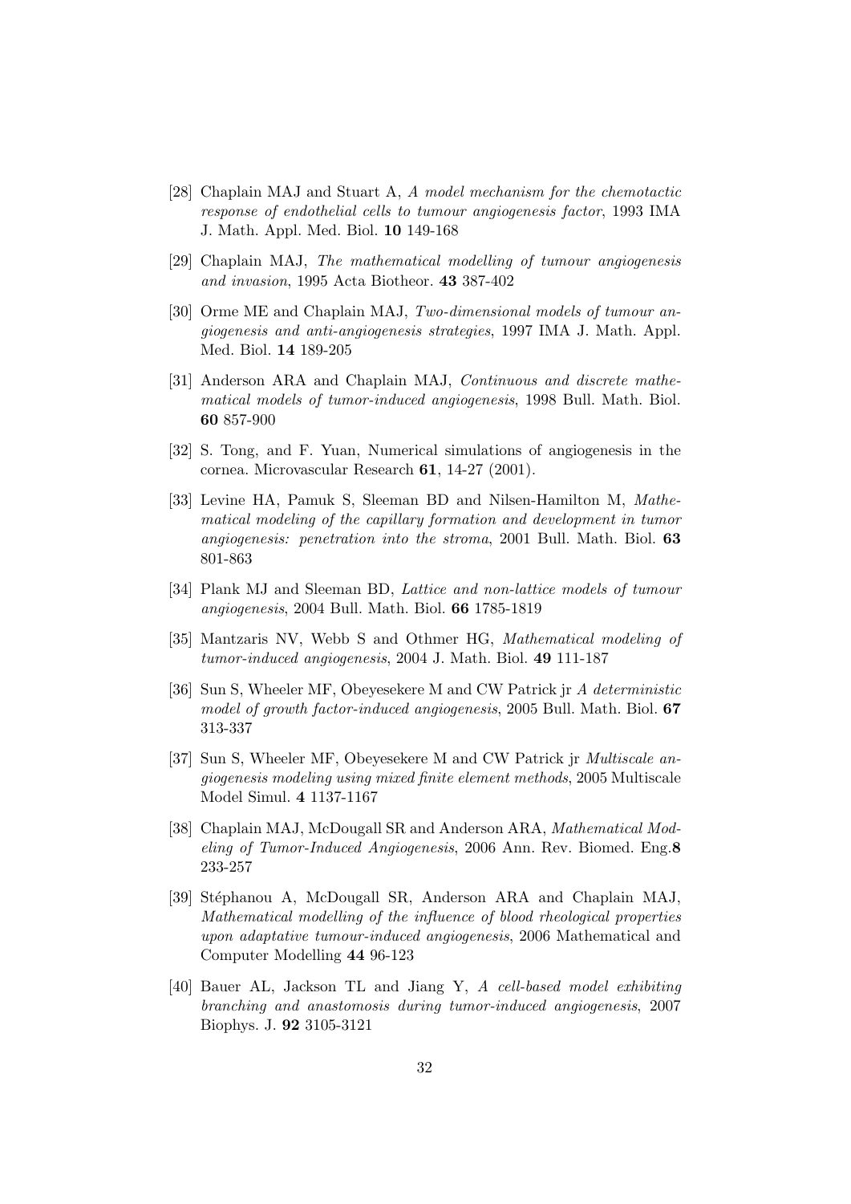[28] Chaplain MAJ and Stuart A, *A model mechanism for the chemotactic response of endothelial cells to tumour angiogenesis factor*, 1993 IMA J. Math. Appl. Med. Biol. **10** 149-168

[29] Chaplain MAJ, *The mathematical modelling of tumour angiogenesis and invasion*, 1995 Acta Biotheor. **43** 387-402

[30] Orme ME and Chaplain MAJ, *Two-dimensional models of tumour angiogenesis and anti-angiogenesis strategies*, 1997 IMA J. Math. Appl. Med. Biol. **14** 189-205

[31] Anderson ARA and Chaplain MAJ, *Continuous and discrete mathematical models of tumor-induced angiogenesis*, 1998 Bull. Math. Biol. **60** 857-900

[32] S. Tong, and F. Yuan, Numerical simulations of angiogenesis in the cornea. Microvascular Research **61**, 14-27 (2001).

[33] Levine HA, Pamuk S, Sleeman BD and Nilsen-Hamilton M, *Mathematical modeling of the capillary formation and development in tumor angiogenesis: penetration into the stroma*, 2001 Bull. Math. Biol. **63** 801-863

[34] Plank MJ and Sleeman BD, *Lattice and non-lattice models of tumour angiogenesis*, 2004 Bull. Math. Biol. **66** 1785-1819

[35] Mantzaris NV, Webb S and Othmer HG, *Mathematical modeling of tumor-induced angiogenesis*, 2004 J. Math. Biol. **49** 111-187

[36] Sun S, Wheeler MF, Obeyesekere M and CW Patrick jr *A deterministic model of growth factor-induced angiogenesis*, 2005 Bull. Math. Biol. **67** 313-337

[37] Sun S, Wheeler MF, Obeyesekere M and CW Patrick jr *Multiscale angiogenesis modeling using mixed finite element methods*, 2005 Multiscale Model Simul. **4** 1137-1167

[38] Chaplain MAJ, McDougall SR and Anderson ARA, *Mathematical Modeling of Tumor-Induced Angiogenesis*, 2006 Ann. Rev. Biomed. Eng.**8** 233-257

[39] Stéphanou A, McDougall SR, Anderson ARA and Chaplain MAJ, *Mathematical modelling of the influence of blood rheological properties upon adaptative tumour-induced angiogenesis*, 2006 Mathematical and Computer Modelling **44** 96-123

[40] Bauer AL, Jackson TL and Jiang Y, *A cell-based model exhibiting branching and anastomosis during tumor-induced angiogenesis*, 2007 Biophys. J. **92** 3105-3121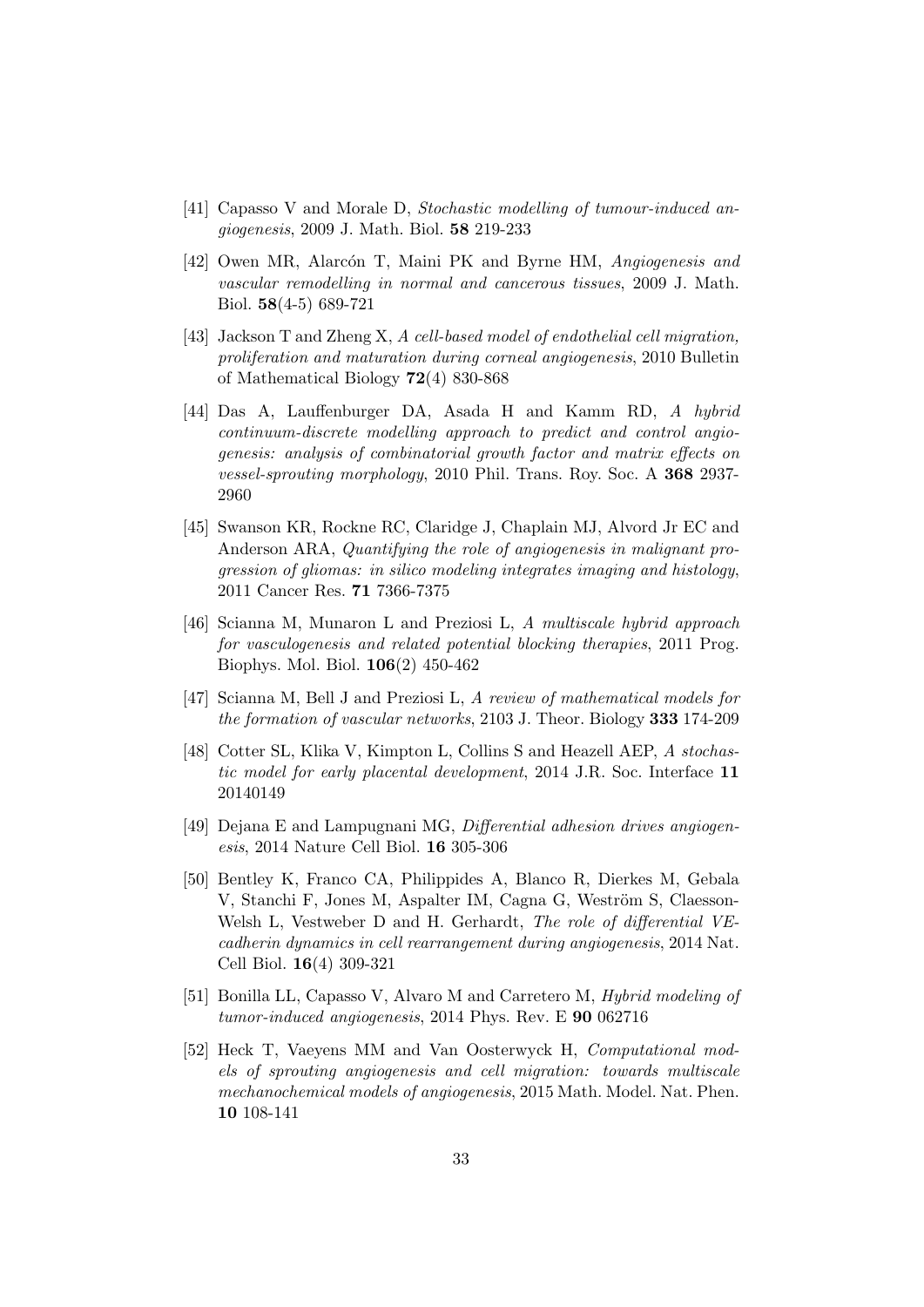[41] Capasso V and Morale D, *Stochastic modelling of tumour-induced angiogenesis*, 2009 J. Math. Biol. **58** 219-233

[42] Owen MR, Alarcón T, Maini PK and Byrne HM, *Angiogenesis and vascular remodelling in normal and cancerous tissues*, 2009 J. Math. Biol. **58**(4-5) 689-721

[43] Jackson T and Zheng X, *A cell-based model of endothelial cell migration, proliferation and maturation during corneal angiogenesis*, 2010 Bulletin of Mathematical Biology **72**(4) 830-868

[44] Das A, Lauffenburger DA, Asada H and Kamm RD, *A hybrid continuum-discrete modelling approach to predict and control angiogenesis: analysis of combinatorial growth factor and matrix effects on vessel-sprouting morphology*, 2010 Phil. Trans. Roy. Soc. A **368** 2937-2960

[45] Swanson KR, Rockne RC, Claridge J, Chaplain MJ, Alvord Jr EC and Anderson ARA, *Quantifying the role of angiogenesis in malignant progression of gliomas: in silico modeling integrates imaging and histology*, 2011 Cancer Res. **71** 7366-7375

[46] Scianna M, Munaron L and Preziosi L, *A multiscale hybrid approach for vasculogenesis and related potential blocking therapies*, 2011 Prog. Biophys. Mol. Biol. **106**(2) 450-462

[47] Scianna M, Bell J and Preziosi L, *A review of mathematical models for the formation of vascular networks*, 2103 J. Theor. Biology **333** 174-209

[48] Cotter SL, Klika V, Kimpton L, Collins S and Heazell AEP, *A stochastic model for early placental development*, 2014 J.R. Soc. Interface **11** 20140149

[49] Dejana E and Lampugnani MG, *Differential adhesion drives angiogenesis*, 2014 Nature Cell Biol. **16** 305-306

[50] Bentley K, Franco CA, Philippides A, Blanco R, Dierkes M, Gebala V, Stanchi F, Jones M, Aspalter IM, Cagna G, Weström S, Claesson-Welsh L, Vestweber D and H. Gerhardt, *The role of differential VE-cadherin dynamics in cell rearrangement during angiogenesis*, 2014 Nat. Cell Biol. **16**(4) 309-321

[51] Bonilla LL, Capasso V, Alvaro M and Carretero M, *Hybrid modeling of tumor-induced angiogenesis*, 2014 Phys. Rev. E **90** 062716

[52] Heck T, Vaeyens MM and Van Oosterwyck H, *Computational models of sprouting angiogenesis and cell migration: towards multiscale mechanochemical models of angiogenesis*, 2015 Math. Model. Nat. Phen. **10** 108-141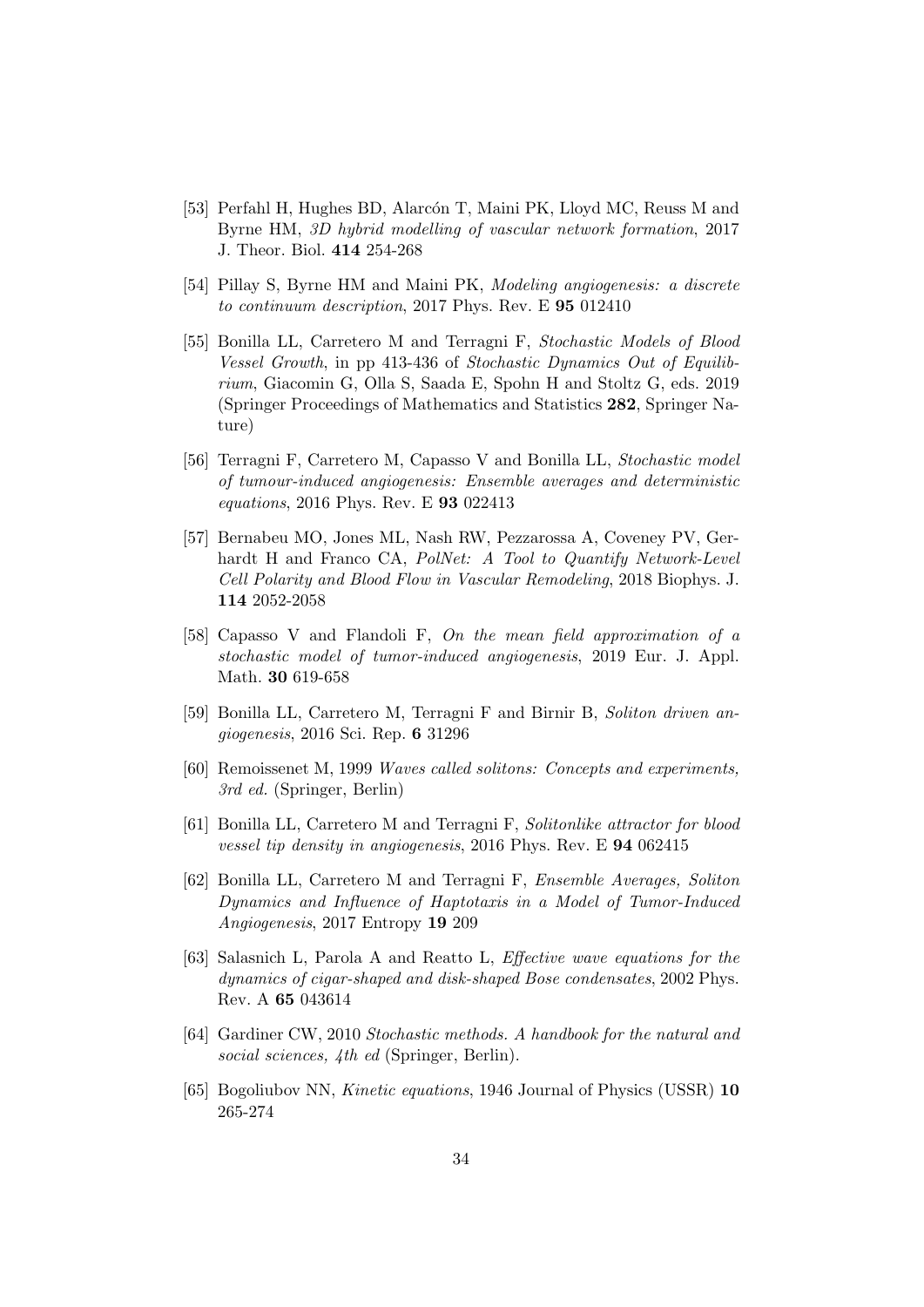[53] Perfahl H, Hughes BD, Alarcón T, Maini PK, Lloyd MC, Reuss M and Byrne HM, *3D hybrid modelling of vascular network formation*, 2017 J. Theor. Biol. **414** 254-268

[54] Pillay S, Byrne HM and Maini PK, *Modeling angiogenesis: a discrete to continuum description*, 2017 Phys. Rev. E **95** 012410

[55] Bonilla LL, Carretero M and Terragni F, *Stochastic Models of Blood Vessel Growth*, in pp 413-436 of *Stochastic Dynamics Out of Equilibrium*, Giacomin G, Olla S, Saada E, Spohn H and Stoltz G, eds. 2019 (Springer Proceedings of Mathematics and Statistics **282**, Springer Nature)

[56] Terragni F, Carretero M, Capasso V and Bonilla LL, *Stochastic model of tumour-induced angiogenesis: Ensemble averages and deterministic equations*, 2016 Phys. Rev. E **93** 022413

[57] Bernabeu MO, Jones ML, Nash RW, Pezzarossa A, Coveney PV, Gerhardt H and Franco CA, *PolNet: A Tool to Quantify Network-Level Cell Polarity and Blood Flow in Vascular Remodeling*, 2018 Biophys. J. **114** 2052-2058

[58] Capasso V and Flandoli F, *On the mean field approximation of a stochastic model of tumor-induced angiogenesis*, 2019 Eur. J. Appl. Math. **30** 619-658

[59] Bonilla LL, Carretero M, Terragni F and Birnir B, *Soliton driven angiogenesis*, 2016 Sci. Rep. **6** 31296

[60] Remoissenet M, 1999 *Waves called solitons: Concepts and experiments, 3rd ed.* (Springer, Berlin)

[61] Bonilla LL, Carretero M and Terragni F, *Solitonlike attractor for blood vessel tip density in angiogenesis*, 2016 Phys. Rev. E **94** 062415

[62] Bonilla LL, Carretero M and Terragni F, *Ensemble Averages, Soliton Dynamics and Influence of Haptotaxis in a Model of Tumor-Induced Angiogenesis*, 2017 Entropy **19** 209

[63] Salasnich L, Parola A and Reatto L, *Effective wave equations for the dynamics of cigar-shaped and disk-shaped Bose condensates*, 2002 Phys. Rev. A **65** 043614

[64] Gardiner CW, 2010 *Stochastic methods. A handbook for the natural and social sciences, 4th ed* (Springer, Berlin).

[65] Bogoliubov NN, *Kinetic equations*, 1946 Journal of Physics (USSR) **10** 265-274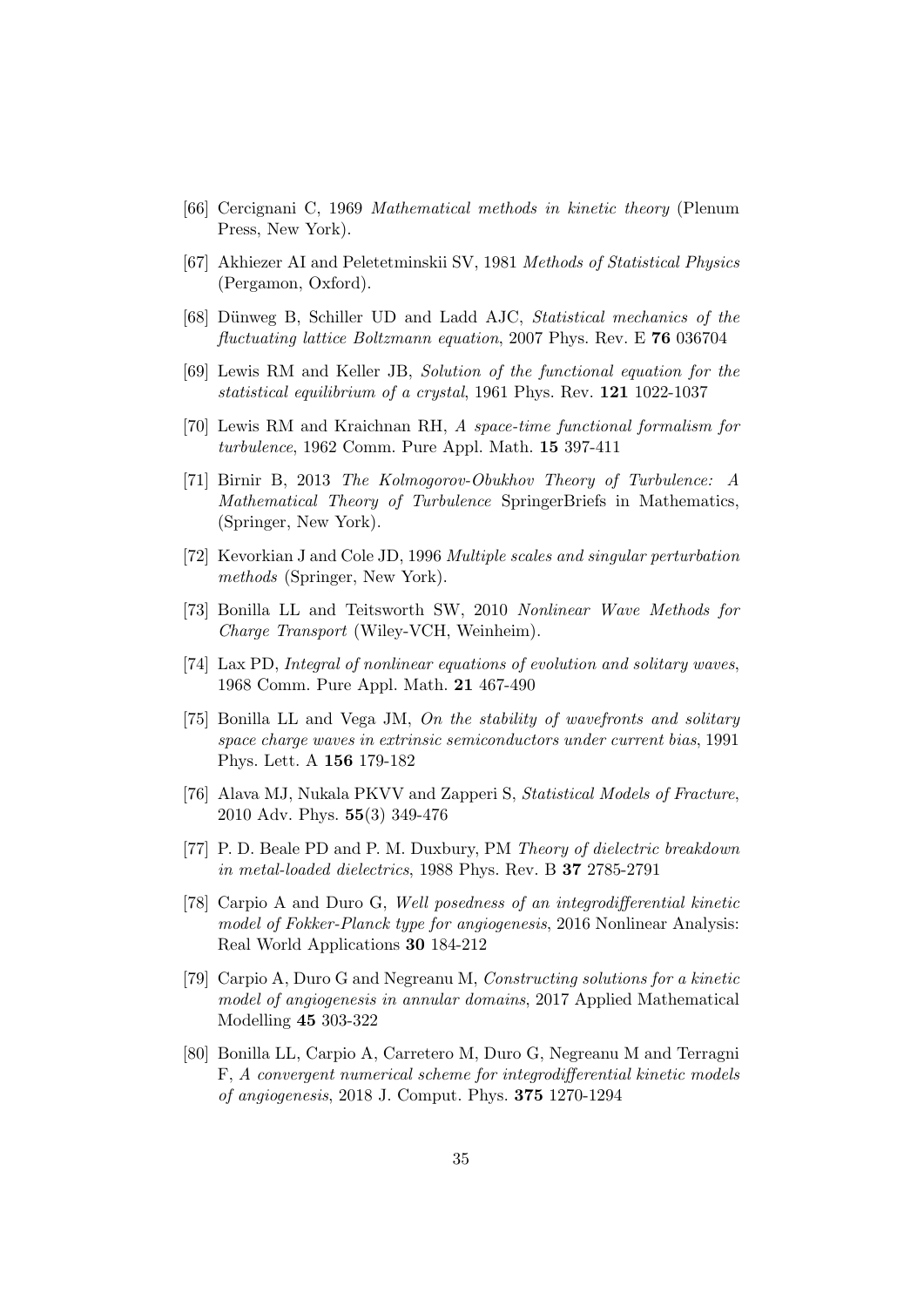[66] Cercignani C, 1969 *Mathematical methods in kinetic theory* (Plenum Press, New York).

[67] Akhiezer AI and Peletetminskii SV, 1981 *Methods of Statistical Physics* (Pergamon, Oxford).

[68] Dünweg B, Schiller UD and Ladd AJC, *Statistical mechanics of the fluctuating lattice Boltzmann equation*, 2007 Phys. Rev. E **76** 036704

[69] Lewis RM and Keller JB, *Solution of the functional equation for the statistical equilibrium of a crystal*, 1961 Phys. Rev. **121** 1022-1037

[70] Lewis RM and Kraichnan RH, *A space-time functional formalism for turbulence*, 1962 Comm. Pure Appl. Math. **15** 397-411

[71] Birnir B, 2013 *The Kolmogorov-Obukhov Theory of Turbulence: A Mathematical Theory of Turbulence* SpringerBriefs in Mathematics, (Springer, New York).

[72] Kevorkian J and Cole JD, 1996 *Multiple scales and singular perturbation methods* (Springer, New York).

[73] Bonilla LL and Teitsworth SW, 2010 *Nonlinear Wave Methods for Charge Transport* (Wiley-VCH, Weinheim).

[74] Lax PD, *Integral of nonlinear equations of evolution and solitary waves*, 1968 Comm. Pure Appl. Math. **21** 467-490

[75] Bonilla LL and Vega JM, *On the stability of wavefronts and solitary space charge waves in extrinsic semiconductors under current bias*, 1991 Phys. Lett. A **156** 179-182

[76] Alava MJ, Nukala PKVV and Zapperi S, *Statistical Models of Fracture*, 2010 Adv. Phys. **55**(3) 349-476

[77] P. D. Beale PD and P. M. Duxbury, PM *Theory of dielectric breakdown in metal-loaded dielectrics*, 1988 Phys. Rev. B **37** 2785-2791

[78] Carpio A and Duro G, *Well posedness of an integrodifferential kinetic model of Fokker-Planck type for angiogenesis*, 2016 Nonlinear Analysis: Real World Applications **30** 184-212

[79] Carpio A, Duro G and Negreanu M, *Constructing solutions for a kinetic model of angiogenesis in annular domains*, 2017 Applied Mathematical Modelling **45** 303-322

[80] Bonilla LL, Carpio A, Carretero M, Duro G, Negreanu M and Terragni F, *A convergent numerical scheme for integrodifferential kinetic models of angiogenesis*, 2018 J. Comput. Phys. **375** 1270-1294